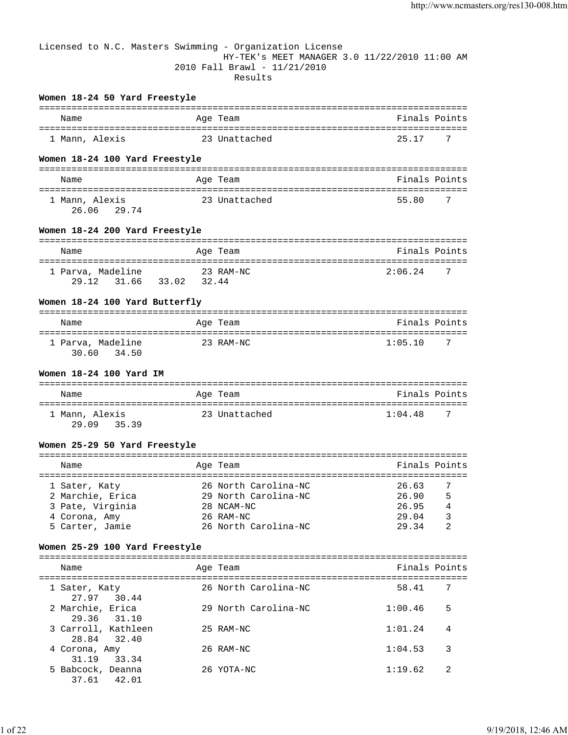Licensed to N.C. Masters Swimming - Organization License
HY-TEK's MEET MANAGER 3.0 11/22/2010 11:00 AM
2010 Fall Brawl - 11/21/2010
Results

### Women 18-24 50 Yard Freestyle

| Place | Name | Age | Team | Finals | Points |
|---|---|---|---|---|---|
| 1 | Mann, Alexis | 23 | Unattached | 25.17 | 7 |

### Women 18-24 100 Yard Freestyle

| Place | Name | Age | Team | Finals | Points |
|---|---|---|---|---|---|
| 1 | Mann, Alexis | 23 | Unattached | 55.80 | 7 |
| | 26.06 29.74 | | | | |

### Women 18-24 200 Yard Freestyle

| Place | Name | Age | Team | Finals | Points |
|---|---|---|---|---|---|
| 1 | Parva, Madeline | 23 | RAM-NC | 2:06.24 | 7 |
| | 29.12 31.66 33.02 32.44 | | | | |

### Women 18-24 100 Yard Butterfly

| Place | Name | Age | Team | Finals | Points |
|---|---|---|---|---|---|
| 1 | Parva, Madeline | 23 | RAM-NC | 1:05.10 | 7 |
| | 30.60 34.50 | | | | |

### Women 18-24 100 Yard IM

| Place | Name | Age | Team | Finals | Points |
|---|---|---|---|---|---|
| 1 | Mann, Alexis | 23 | Unattached | 1:04.48 | 7 |
| | 29.09 35.39 | | | | |

### Women 25-29 50 Yard Freestyle

| Place | Name | Age | Team | Finals | Points |
|---|---|---|---|---|---|
| 1 | Sater, Katy | 26 | North Carolina-NC | 26.63 | 7 |
| 2 | Marchie, Erica | 29 | North Carolina-NC | 26.90 | 5 |
| 3 | Pate, Virginia | 28 | NCAM-NC | 26.95 | 4 |
| 4 | Corona, Amy | 26 | RAM-NC | 29.04 | 3 |
| 5 | Carter, Jamie | 26 | North Carolina-NC | 29.34 | 2 |

### Women 25-29 100 Yard Freestyle

| Place | Name | Age | Team | Finals | Points |
|---|---|---|---|---|---|
| 1 | Sater, Katy | 26 | North Carolina-NC | 58.41 | 7 |
| | 27.97 30.44 | | | | |
| 2 | Marchie, Erica | 29 | North Carolina-NC | 1:00.46 | 5 |
| | 29.36 31.10 | | | | |
| 3 | Carroll, Kathleen | 25 | RAM-NC | 1:01.24 | 4 |
| | 28.84 32.40 | | | | |
| 4 | Corona, Amy | 26 | RAM-NC | 1:04.53 | 3 |
| | 31.19 33.34 | | | | |
| 5 | Babcock, Deanna | 26 | YOTA-NC | 1:19.62 | 2 |
| | 37.61 42.01 | | | | |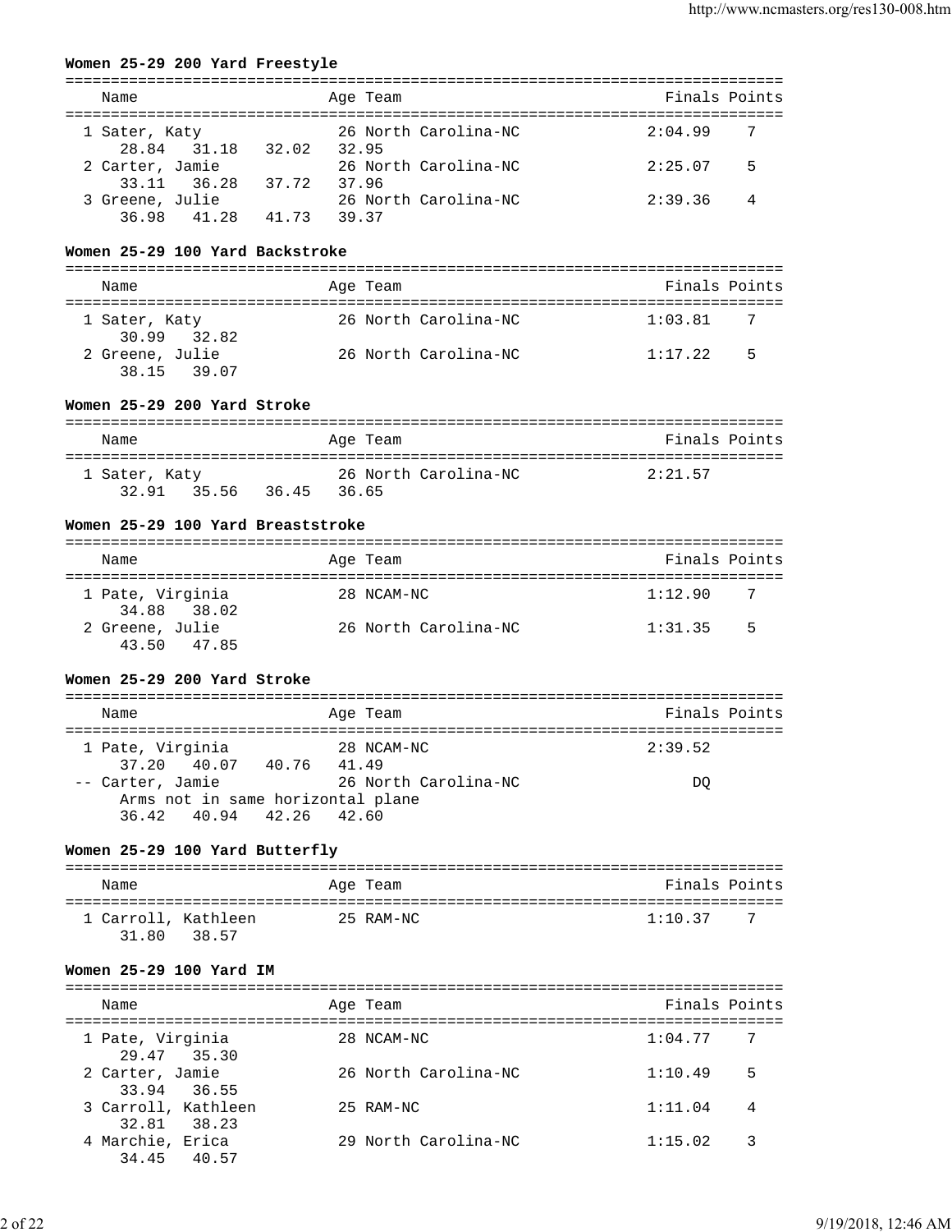## Women 25-29 200 Yard Freestyle

| Name | Age | Team | Finals | Points |
|---|---|---|---|---|
| 1 Sater, Katy | 26 | North Carolina-NC | 2:04.99 | 7 |
| 28.84 31.18 32.02 32.95 | | | | |
| 2 Carter, Jamie | 26 | North Carolina-NC | 2:25.07 | 5 |
| 33.11 36.28 37.72 37.96 | | | | |
| 3 Greene, Julie | 26 | North Carolina-NC | 2:39.36 | 4 |
| 36.98 41.28 41.73 39.37 | | | | |

## Women 25-29 100 Yard Backstroke

| Name | Age | Team | Finals | Points |
|---|---|---|---|---|
| 1 Sater, Katy | 26 | North Carolina-NC | 1:03.81 | 7 |
| 30.99 32.82 | | | | |
| 2 Greene, Julie | 26 | North Carolina-NC | 1:17.22 | 5 |
| 38.15 39.07 | | | | |

## Women 25-29 200 Yard Stroke

| Name | Age | Team | Finals | Points |
|---|---|---|---|---|
| 1 Sater, Katy | 26 | North Carolina-NC | 2:21.57 | |
| 32.91 35.56 36.45 36.65 | | | | |

## Women 25-29 100 Yard Breaststroke

| Name | Age | Team | Finals | Points |
|---|---|---|---|---|
| 1 Pate, Virginia | 28 | NCAM-NC | 1:12.90 | 7 |
| 34.88 38.02 | | | | |
| 2 Greene, Julie | 26 | North Carolina-NC | 1:31.35 | 5 |
| 43.50 47.85 | | | | |

## Women 25-29 200 Yard Stroke

| Name | Age | Team | Finals | Points |
|---|---|---|---|---|
| 1 Pate, Virginia | 28 | NCAM-NC | 2:39.52 | |
| 37.20 40.07 40.76 41.49 | | | | |
| -- Carter, Jamie | 26 | North Carolina-NC | DQ | |
| Arms not in same horizontal plane | | | | |
| 36.42 40.94 42.26 42.60 | | | | |

## Women 25-29 100 Yard Butterfly

| Name | Age | Team | Finals | Points |
|---|---|---|---|---|
| 1 Carroll, Kathleen | 25 | RAM-NC | 1:10.37 | 7 |
| 31.80 38.57 | | | | |

## Women 25-29 100 Yard IM

| Name | Age | Team | Finals | Points |
|---|---|---|---|---|
| 1 Pate, Virginia | 28 | NCAM-NC | 1:04.77 | 7 |
| 29.47 35.30 | | | | |
| 2 Carter, Jamie | 26 | North Carolina-NC | 1:10.49 | 5 |
| 33.94 36.55 | | | | |
| 3 Carroll, Kathleen | 25 | RAM-NC | 1:11.04 | 4 |
| 32.81 38.23 | | | | |
| 4 Marchie, Erica | 29 | North Carolina-NC | 1:15.02 | 3 |
| 34.45 40.57 | | | | |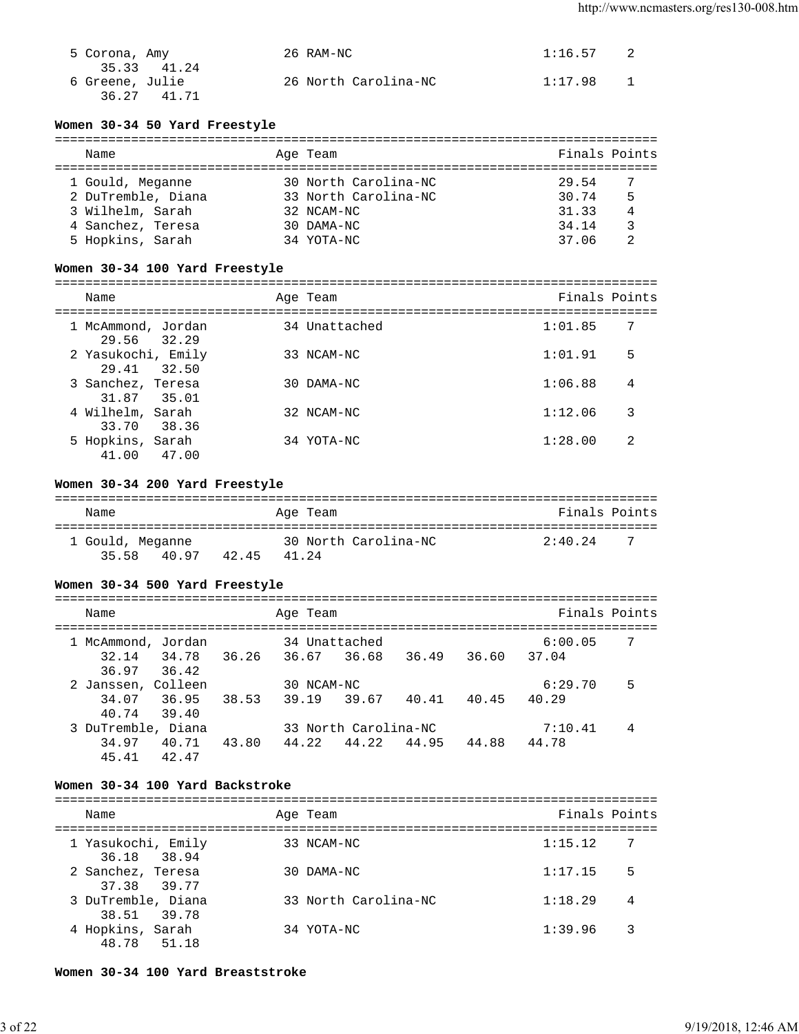| Name | Age | Team | Finals | Points |
|---|---|---|---|---|
| 5 Corona, Amy | 26 | RAM-NC | 1:16.57 | 2 |
| 35.33 41.24 | | | | |
| 6 Greene, Julie | 26 | North Carolina-NC | 1:17.98 | 1 |
| 36.27 41.71 | | | | |

**Women 30-34 50 Yard Freestyle**

| Name | Age | Team | Finals | Points |
|---|---|---|---|---|
| 1 Gould, Meganne | 30 | North Carolina-NC | 29.54 | 7 |
| 2 DuTremble, Diana | 33 | North Carolina-NC | 30.74 | 5 |
| 3 Wilhelm, Sarah | 32 | NCAM-NC | 31.33 | 4 |
| 4 Sanchez, Teresa | 30 | DAMA-NC | 34.14 | 3 |
| 5 Hopkins, Sarah | 34 | YOTA-NC | 37.06 | 2 |

**Women 30-34 100 Yard Freestyle**

| Name | Age | Team | Finals | Points |
|---|---|---|---|---|
| 1 McAmmond, Jordan | 34 | Unattached | 1:01.85 | 7 |
| 29.56 32.29 | | | | |
| 2 Yasukochi, Emily | 33 | NCAM-NC | 1:01.91 | 5 |
| 29.41 32.50 | | | | |
| 3 Sanchez, Teresa | 30 | DAMA-NC | 1:06.88 | 4 |
| 31.87 35.01 | | | | |
| 4 Wilhelm, Sarah | 32 | NCAM-NC | 1:12.06 | 3 |
| 33.70 38.36 | | | | |
| 5 Hopkins, Sarah | 34 | YOTA-NC | 1:28.00 | 2 |
| 41.00 47.00 | | | | |

**Women 30-34 200 Yard Freestyle**

| Name | Age | Team | Finals | Points |
|---|---|---|---|---|
| 1 Gould, Meganne | 30 | North Carolina-NC | 2:40.24 | 7 |
| 35.58 40.97 42.45 41.24 | | | | |

**Women 30-34 500 Yard Freestyle**

| Name | Age | Team | Finals | Points |
|---|---|---|---|---|
| 1 McAmmond, Jordan | 34 | Unattached | 6:00.05 | 7 |
| 32.14 34.78 36.26 36.67 36.68 36.49 36.60 37.04 | | | | |
| 36.97 36.42 | | | | |
| 2 Janssen, Colleen | 30 | NCAM-NC | 6:29.70 | 5 |
| 34.07 36.95 38.53 39.19 39.67 40.41 40.45 40.29 | | | | |
| 40.74 39.40 | | | | |
| 3 DuTremble, Diana | 33 | North Carolina-NC | 7:10.41 | 4 |
| 34.97 40.71 43.80 44.22 44.22 44.95 44.88 44.78 | | | | |
| 45.41 42.47 | | | | |

**Women 30-34 100 Yard Backstroke**

| Name | Age | Team | Finals | Points |
|---|---|---|---|---|
| 1 Yasukochi, Emily | 33 | NCAM-NC | 1:15.12 | 7 |
| 36.18 38.94 | | | | |
| 2 Sanchez, Teresa | 30 | DAMA-NC | 1:17.15 | 5 |
| 37.38 39.77 | | | | |
| 3 DuTremble, Diana | 33 | North Carolina-NC | 1:18.29 | 4 |
| 38.51 39.78 | | | | |
| 4 Hopkins, Sarah | 34 | YOTA-NC | 1:39.96 | 3 |
| 48.78 51.18 | | | | |

**Women 30-34 100 Yard Breaststroke**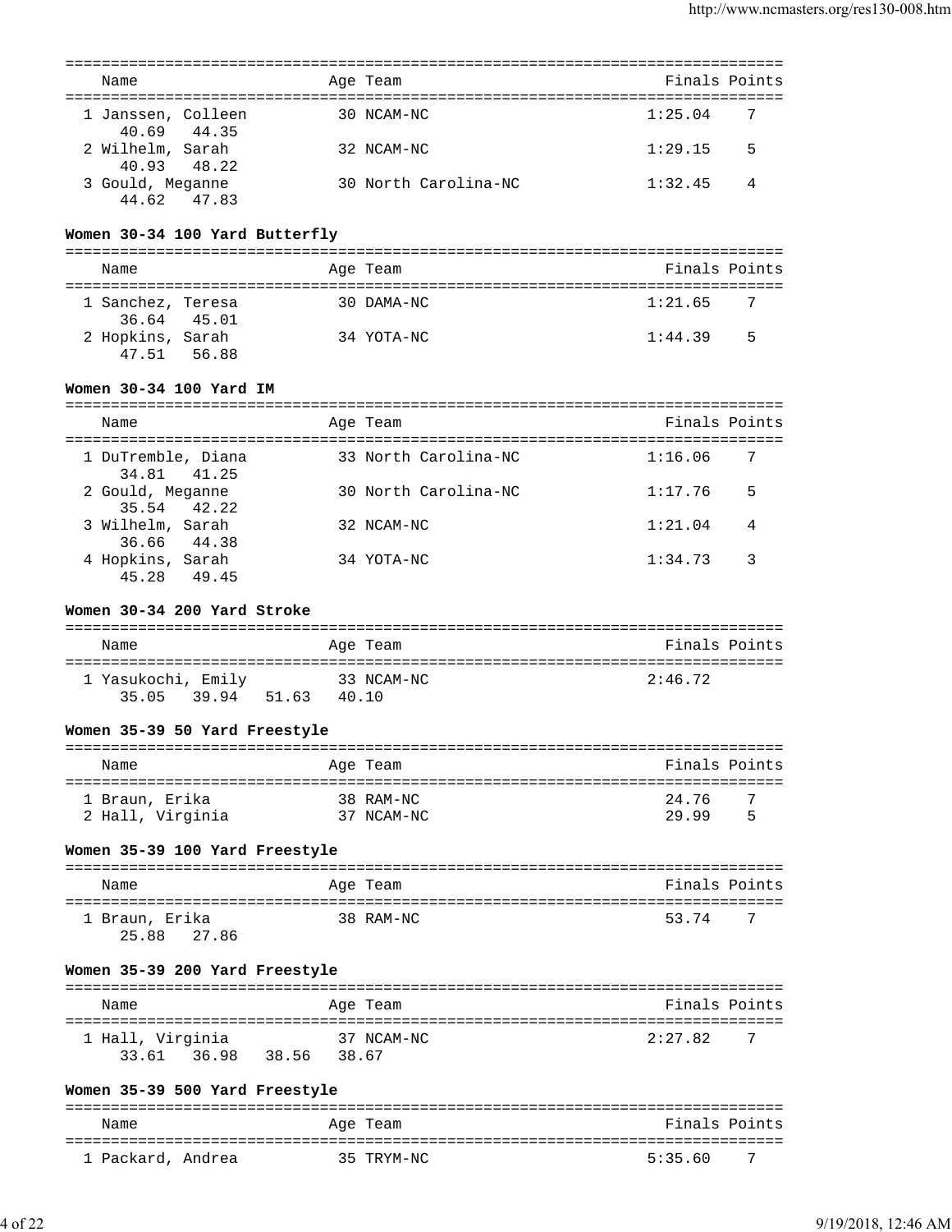| Name | Age | Team | Finals | Points |
|---|---|---|---|---|
| 1 Janssen, Colleen | 30 | NCAM-NC | 1:25.04 | 7 |
| 40.69 44.35 | | | | |
| 2 Wilhelm, Sarah | 32 | NCAM-NC | 1:29.15 | 5 |
| 40.93 48.22 | | | | |
| 3 Gould, Meganne | 30 | North Carolina-NC | 1:32.45 | 4 |
| 44.62 47.83 | | | | |

**Women 30-34 100 Yard Butterfly**

| Name | Age | Team | Finals | Points |
|---|---|---|---|---|
| 1 Sanchez, Teresa | 30 | DAMA-NC | 1:21.65 | 7 |
| 36.64 45.01 | | | | |
| 2 Hopkins, Sarah | 34 | YOTA-NC | 1:44.39 | 5 |
| 47.51 56.88 | | | | |

**Women 30-34 100 Yard IM**

| Name | Age | Team | Finals | Points |
|---|---|---|---|---|
| 1 DuTremble, Diana | 33 | North Carolina-NC | 1:16.06 | 7 |
| 34.81 41.25 | | | | |
| 2 Gould, Meganne | 30 | North Carolina-NC | 1:17.76 | 5 |
| 35.54 42.22 | | | | |
| 3 Wilhelm, Sarah | 32 | NCAM-NC | 1:21.04 | 4 |
| 36.66 44.38 | | | | |
| 4 Hopkins, Sarah | 34 | YOTA-NC | 1:34.73 | 3 |
| 45.28 49.45 | | | | |

**Women 30-34 200 Yard Stroke**

| Name | Age | Team | Finals | Points |
|---|---|---|---|---|
| 1 Yasukochi, Emily | 33 | NCAM-NC | 2:46.72 | |
| 35.05 39.94 51.63 40.10 | | | | |

**Women 35-39 50 Yard Freestyle**

| Name | Age | Team | Finals | Points |
|---|---|---|---|---|
| 1 Braun, Erika | 38 | RAM-NC | 24.76 | 7 |
| 2 Hall, Virginia | 37 | NCAM-NC | 29.99 | 5 |

**Women 35-39 100 Yard Freestyle**

| Name | Age | Team | Finals | Points |
|---|---|---|---|---|
| 1 Braun, Erika | 38 | RAM-NC | 53.74 | 7 |
| 25.88 27.86 | | | | |

**Women 35-39 200 Yard Freestyle**

| Name | Age | Team | Finals | Points |
|---|---|---|---|---|
| 1 Hall, Virginia | 37 | NCAM-NC | 2:27.82 | 7 |
| 33.61 36.98 38.56 38.67 | | | | |

**Women 35-39 500 Yard Freestyle**

| Name | Age | Team | Finals | Points |
|---|---|---|---|---|
| 1 Packard, Andrea | 35 | TRYM-NC | 5:35.60 | 7 |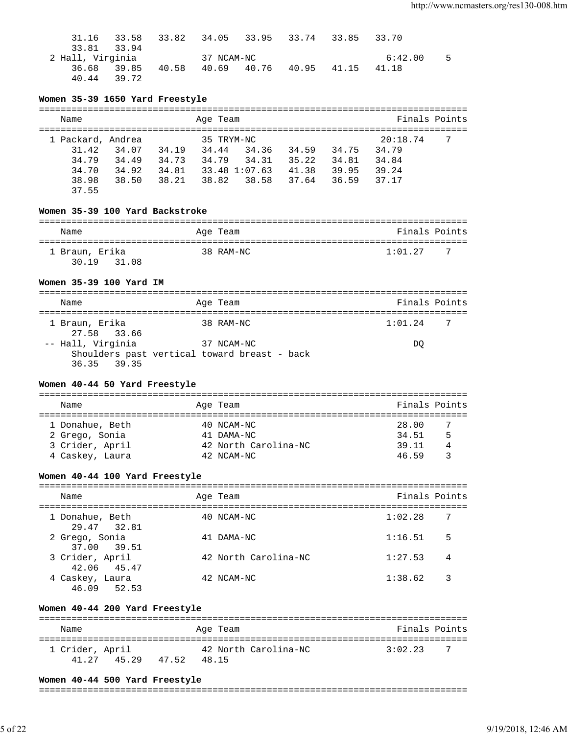```
     31.16   33.58   33.82   34.05   33.95   33.74   33.85   33.70
     33.81   33.94
  2 Hall, Virginia           37 NCAM-NC                      6:42.00    5
     36.68   39.85   40.58   40.69   40.76   40.95   41.15   41.18
     40.44   39.72
```

**Women 35-39 1650 Yard Freestyle**

```
===============================================================================
    Name                    Age Team                                Finals Points
===============================================================================
  1 Packard, Andrea          35 TRYM-NC                         20:18.74    7
     31.42   34.07   34.19   34.44   34.36   34.59   34.75   34.79
     34.79   34.49   34.73   34.79   34.31   35.22   34.81   34.84
     34.70   34.92   34.81   33.48 1:07.63   41.38   39.95   39.24
     38.98   38.50   38.21   38.82   38.58   37.64   36.59   37.17
     37.55
```

**Women 35-39 100 Yard Backstroke**

```
===============================================================================
    Name                    Age Team                                Finals Points
===============================================================================
  1 Braun, Erika             38 RAM-NC                          1:01.27    7
     30.19   31.08
```

**Women 35-39 100 Yard IM**

```
===============================================================================
    Name                    Age Team                                Finals Points
===============================================================================
  1 Braun, Erika             38 RAM-NC                          1:01.24    7
     27.58   33.66
 -- Hall, Virginia           37 NCAM-NC                              DQ
     Shoulders past vertical toward breast - back
     36.35   39.35
```

**Women 40-44 50 Yard Freestyle**

```
===============================================================================
    Name                    Age Team                                Finals Points
===============================================================================
  1 Donahue, Beth            40 NCAM-NC                            28.00    7
  2 Grego, Sonia             41 DAMA-NC                            34.51    5
  3 Crider, April            42 North Carolina-NC                  39.11    4
  4 Caskey, Laura            42 NCAM-NC                            46.59    3
```

**Women 40-44 100 Yard Freestyle**

```
===============================================================================
    Name                    Age Team                                Finals Points
===============================================================================
  1 Donahue, Beth            40 NCAM-NC                         1:02.28    7
     29.47   32.81
  2 Grego, Sonia             41 DAMA-NC                         1:16.51    5
     37.00   39.51
  3 Crider, April            42 North Carolina-NC               1:27.53    4
     42.06   45.47
  4 Caskey, Laura            42 NCAM-NC                         1:38.62    3
     46.09   52.53
```

**Women 40-44 200 Yard Freestyle**

```
===============================================================================
    Name                    Age Team                                Finals Points
===============================================================================
  1 Crider, April            42 North Carolina-NC               3:02.23    7
     41.27   45.29   47.52   48.15
```

**Women 40-44 500 Yard Freestyle**

```
===============================================================================
```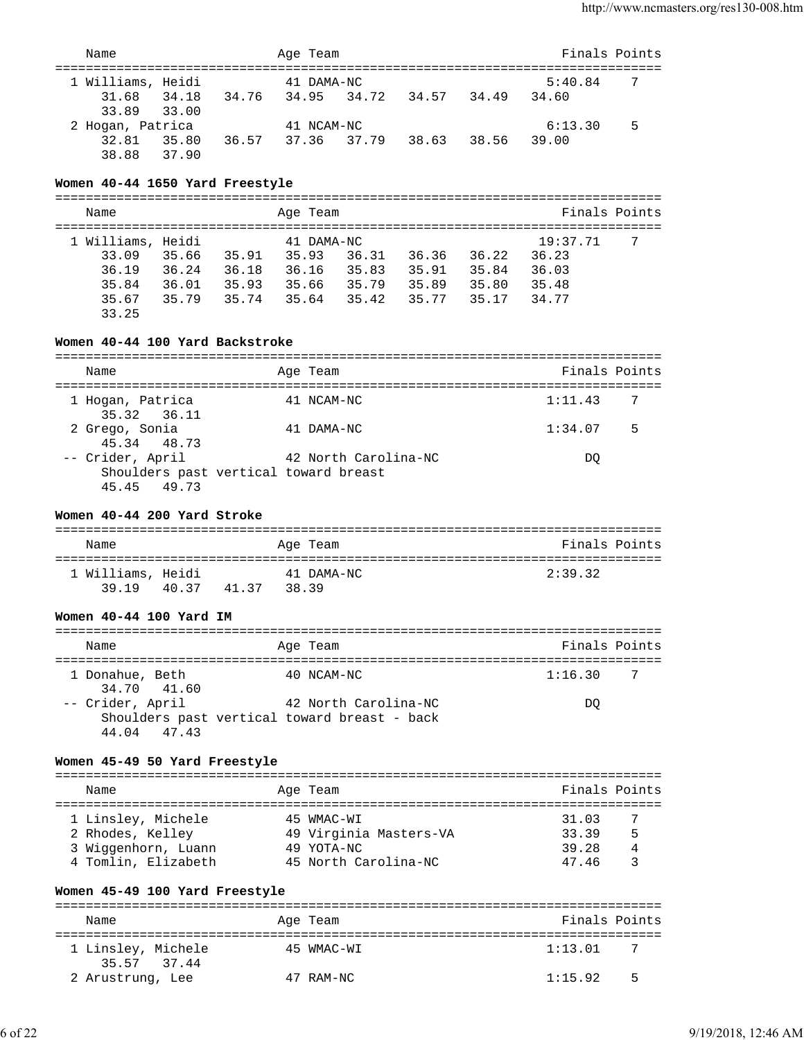| Name | Age | Team | Finals | Points |
|---|---|---|---|---|
| 1 Williams, Heidi | 41 | DAMA-NC | 5:40.84 | 7 |
| 31.68 34.18 34.76 34.95 34.72 34.57 34.49 34.60 33.89 33.00 | | | | |
| 2 Hogan, Patrica | 41 | NCAM-NC | 6:13.30 | 5 |
| 32.81 35.80 36.57 37.36 37.79 38.63 38.56 39.00 38.88 37.90 | | | | |

### Women 40-44 1650 Yard Freestyle

| Name | Age | Team | Finals | Points |
|---|---|---|---|---|
| 1 Williams, Heidi | 41 | DAMA-NC | 19:37.71 | 7 |
| 33.09 35.66 35.91 35.93 36.31 36.36 36.22 36.23 36.19 36.24 36.18 36.16 35.83 35.91 35.84 36.03 35.84 36.01 35.93 35.66 35.79 35.89 35.80 35.48 35.67 35.79 35.74 35.64 35.42 35.77 35.17 34.77 33.25 | | | | |

### Women 40-44 100 Yard Backstroke

| Name | Age | Team | Finals | Points |
|---|---|---|---|---|
| 1 Hogan, Patrica | 41 | NCAM-NC | 1:11.43 | 7 |
| 35.32 36.11 | | | | |
| 2 Grego, Sonia | 41 | DAMA-NC | 1:34.07 | 5 |
| 45.34 48.73 | | | | |
| -- Crider, April | 42 | North Carolina-NC | DQ | |
| Shoulders past vertical toward breast | | | | |
| 45.45 49.73 | | | | |

### Women 40-44 200 Yard Stroke

| Name | Age | Team | Finals | Points |
|---|---|---|---|---|
| 1 Williams, Heidi | 41 | DAMA-NC | 2:39.32 | |
| 39.19 40.37 41.37 38.39 | | | | |

### Women 40-44 100 Yard IM

| Name | Age | Team | Finals | Points |
|---|---|---|---|---|
| 1 Donahue, Beth | 40 | NCAM-NC | 1:16.30 | 7 |
| 34.70 41.60 | | | | |
| -- Crider, April | 42 | North Carolina-NC | DQ | |
| Shoulders past vertical toward breast - back | | | | |
| 44.04 47.43 | | | | |

### Women 45-49 50 Yard Freestyle

| Name | Age | Team | Finals | Points |
|---|---|---|---|---|
| 1 Linsley, Michele | 45 | WMAC-WI | 31.03 | 7 |
| 2 Rhodes, Kelley | 49 | Virginia Masters-VA | 33.39 | 5 |
| 3 Wiggenhorn, Luann | 49 | YOTA-NC | 39.28 | 4 |
| 4 Tomlin, Elizabeth | 45 | North Carolina-NC | 47.46 | 3 |

### Women 45-49 100 Yard Freestyle

| Name | Age | Team | Finals | Points |
|---|---|---|---|---|
| 1 Linsley, Michele | 45 | WMAC-WI | 1:13.01 | 7 |
| 35.57 37.44 | | | | |
| 2 Arustrung, Lee | 47 | RAM-NC | 1:15.92 | 5 |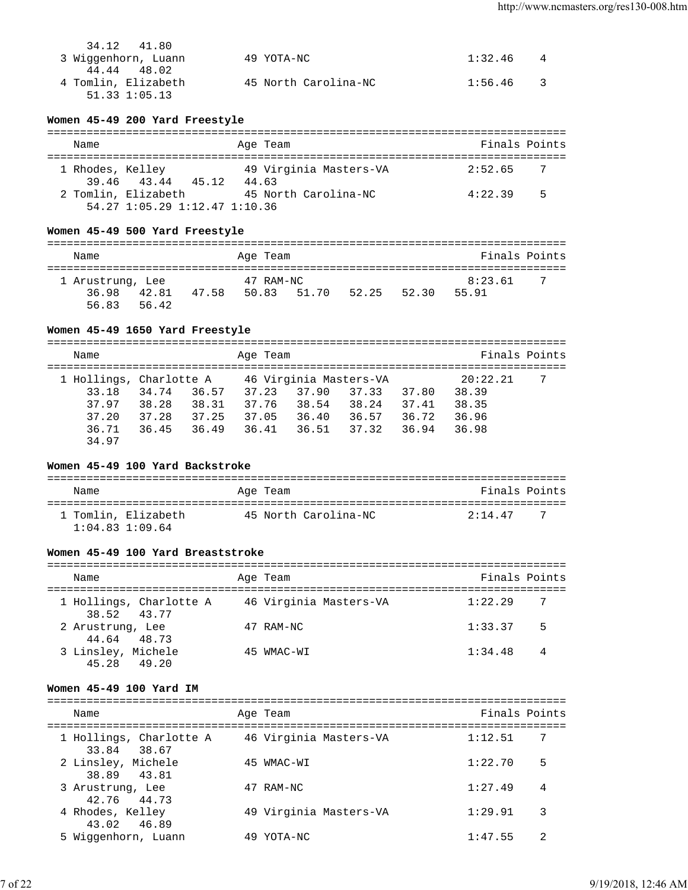34.12 41.80

| Name | Age | Team | Finals | Points |
|---|---|---|---|---|
| 3 Wiggenhorn, Luann | 49 | YOTA-NC | 1:32.46 | 4 |
| 44.44 48.02 | | | | |
| 4 Tomlin, Elizabeth | 45 | North Carolina-NC | 1:56.46 | 3 |
| 51.33 1:05.13 | | | | |

**Women 45-49 200 Yard Freestyle**

| Name | Age | Team | Finals | Points |
|---|---|---|---|---|
| 1 Rhodes, Kelley | 49 | Virginia Masters-VA | 2:52.65 | 7 |
| 39.46 43.44 45.12 44.63 | | | | |
| 2 Tomlin, Elizabeth | 45 | North Carolina-NC | 4:22.39 | 5 |
| 54.27 1:05.29 1:12.47 1:10.36 | | | | |

**Women 45-49 500 Yard Freestyle**

| Name | Age | Team | Finals | Points |
|---|---|---|---|---|
| 1 Arustrung, Lee | 47 | RAM-NC | 8:23.61 | 7 |
| 36.98 42.81 47.58 50.83 51.70 52.25 52.30 55.91 | | | | |
| 56.83 56.42 | | | | |

**Women 45-49 1650 Yard Freestyle**

| Name | Age | Team | Finals | Points |
|---|---|---|---|---|
| 1 Hollings, Charlotte A | 46 | Virginia Masters-VA | 20:22.21 | 7 |
| 33.18 34.74 36.57 37.23 37.90 37.33 37.80 38.39 | | | | |
| 37.97 38.28 38.31 37.76 38.54 38.24 37.41 38.35 | | | | |
| 37.20 37.28 37.25 37.05 36.40 36.57 36.72 36.96 | | | | |
| 36.71 36.45 36.49 36.41 36.51 37.32 36.94 36.98 | | | | |
| 34.97 | | | | |

**Women 45-49 100 Yard Backstroke**

| Name | Age | Team | Finals | Points |
|---|---|---|---|---|
| 1 Tomlin, Elizabeth | 45 | North Carolina-NC | 2:14.47 | 7 |
| 1:04.83 1:09.64 | | | | |

**Women 45-49 100 Yard Breaststroke**

| Name | Age | Team | Finals | Points |
|---|---|---|---|---|
| 1 Hollings, Charlotte A | 46 | Virginia Masters-VA | 1:22.29 | 7 |
| 38.52 43.77 | | | | |
| 2 Arustrung, Lee | 47 | RAM-NC | 1:33.37 | 5 |
| 44.64 48.73 | | | | |
| 3 Linsley, Michele | 45 | WMAC-WI | 1:34.48 | 4 |
| 45.28 49.20 | | | | |

**Women 45-49 100 Yard IM**

| Name | Age | Team | Finals | Points |
|---|---|---|---|---|
| 1 Hollings, Charlotte A | 46 | Virginia Masters-VA | 1:12.51 | 7 |
| 33.84 38.67 | | | | |
| 2 Linsley, Michele | 45 | WMAC-WI | 1:22.70 | 5 |
| 38.89 43.81 | | | | |
| 3 Arustrung, Lee | 47 | RAM-NC | 1:27.49 | 4 |
| 42.76 44.73 | | | | |
| 4 Rhodes, Kelley | 49 | Virginia Masters-VA | 1:29.91 | 3 |
| 43.02 46.89 | | | | |
| 5 Wiggenhorn, Luann | 49 | YOTA-NC | 1:47.55 | 2 |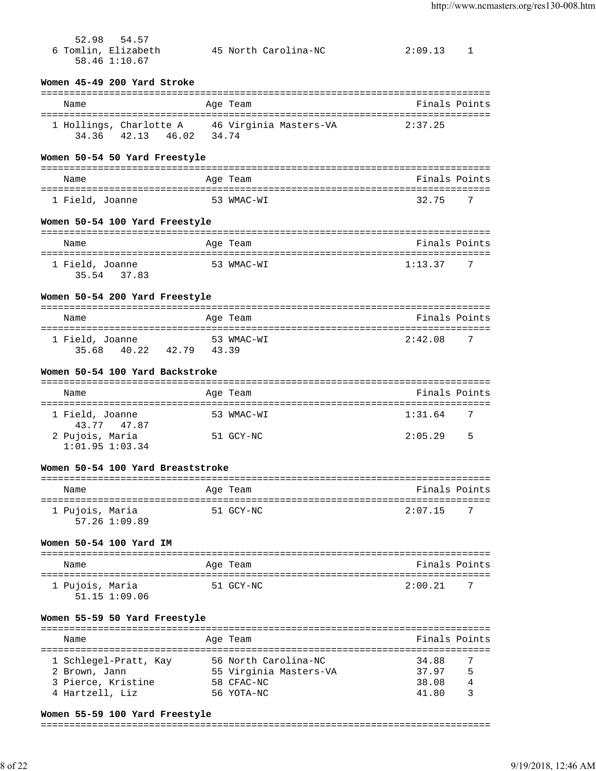52.98 54.57

| | Name | Age | Team | Finals | Points |
|---|---|---|---|---|---|
| 6 | Tomlin, Elizabeth | 45 | North Carolina-NC | 2:09.13 | 1 |
| | 58.46 1:10.67 | | | | |

**Women 45-49 200 Yard Stroke**

| | Name | Age | Team | Finals | Points |
|---|---|---|---|---|---|
| 1 | Hollings, Charlotte A | 46 | Virginia Masters-VA | 2:37.25 | |
| | 34.36 42.13 46.02 34.74 | | | | |

**Women 50-54 50 Yard Freestyle**

| | Name | Age | Team | Finals | Points |
|---|---|---|---|---|---|
| 1 | Field, Joanne | 53 | WMAC-WI | 32.75 | 7 |

**Women 50-54 100 Yard Freestyle**

| | Name | Age | Team | Finals | Points |
|---|---|---|---|---|---|
| 1 | Field, Joanne | 53 | WMAC-WI | 1:13.37 | 7 |
| | 35.54 37.83 | | | | |

**Women 50-54 200 Yard Freestyle**

| | Name | Age | Team | Finals | Points |
|---|---|---|---|---|---|
| 1 | Field, Joanne | 53 | WMAC-WI | 2:42.08 | 7 |
| | 35.68 40.22 42.79 43.39 | | | | |

**Women 50-54 100 Yard Backstroke**

| | Name | Age | Team | Finals | Points |
|---|---|---|---|---|---|
| 1 | Field, Joanne | 53 | WMAC-WI | 1:31.64 | 7 |
| | 43.77 47.87 | | | | |
| 2 | Pujois, Maria | 51 | GCY-NC | 2:05.29 | 5 |
| | 1:01.95 1:03.34 | | | | |

**Women 50-54 100 Yard Breaststroke**

| | Name | Age | Team | Finals | Points |
|---|---|---|---|---|---|
| 1 | Pujois, Maria | 51 | GCY-NC | 2:07.15 | 7 |
| | 57.26 1:09.89 | | | | |

**Women 50-54 100 Yard IM**

| | Name | Age | Team | Finals | Points |
|---|---|---|---|---|---|
| 1 | Pujois, Maria | 51 | GCY-NC | 2:00.21 | 7 |
| | 51.15 1:09.06 | | | | |

**Women 55-59 50 Yard Freestyle**

| | Name | Age | Team | Finals | Points |
|---|---|---|---|---|---|
| 1 | Schlegel-Pratt, Kay | 56 | North Carolina-NC | 34.88 | 7 |
| 2 | Brown, Jann | 55 | Virginia Masters-VA | 37.97 | 5 |
| 3 | Pierce, Kristine | 58 | CFAC-NC | 38.08 | 4 |
| 4 | Hartzell, Liz | 56 | YOTA-NC | 41.80 | 3 |

**Women 55-59 100 Yard Freestyle**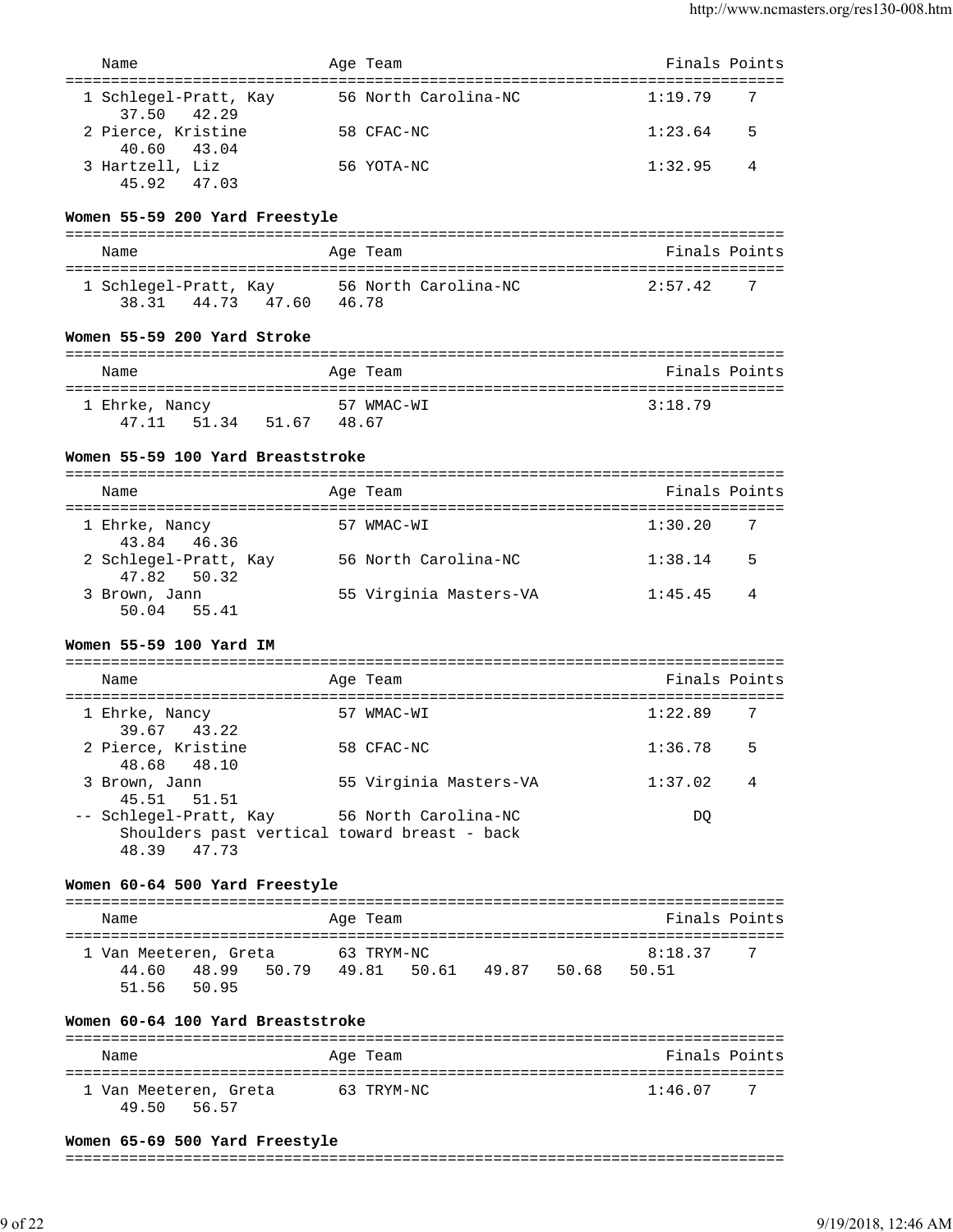| Name | Age | Team | Finals | Points |
|---|---|---|---|---|
| 1 Schlegel-Pratt, Kay | 56 | North Carolina-NC | 1:19.79 | 7 |
| 37.50 42.29 | | | | |
| 2 Pierce, Kristine | 58 | CFAC-NC | 1:23.64 | 5 |
| 40.60 43.04 | | | | |
| 3 Hartzell, Liz | 56 | YOTA-NC | 1:32.95 | 4 |
| 45.92 47.03 | | | | |

### Women 55-59 200 Yard Freestyle

| Name | Age | Team | Finals | Points |
|---|---|---|---|---|
| 1 Schlegel-Pratt, Kay | 56 | North Carolina-NC | 2:57.42 | 7 |
| 38.31 44.73 47.60 46.78 | | | | |

### Women 55-59 200 Yard Stroke

| Name | Age | Team | Finals | Points |
|---|---|---|---|---|
| 1 Ehrke, Nancy | 57 | WMAC-WI | 3:18.79 | |
| 47.11 51.34 51.67 48.67 | | | | |

### Women 55-59 100 Yard Breaststroke

| Name | Age | Team | Finals | Points |
|---|---|---|---|---|
| 1 Ehrke, Nancy | 57 | WMAC-WI | 1:30.20 | 7 |
| 43.84 46.36 | | | | |
| 2 Schlegel-Pratt, Kay | 56 | North Carolina-NC | 1:38.14 | 5 |
| 47.82 50.32 | | | | |
| 3 Brown, Jann | 55 | Virginia Masters-VA | 1:45.45 | 4 |
| 50.04 55.41 | | | | |

### Women 55-59 100 Yard IM

| Name | Age | Team | Finals | Points |
|---|---|---|---|---|
| 1 Ehrke, Nancy | 57 | WMAC-WI | 1:22.89 | 7 |
| 39.67 43.22 | | | | |
| 2 Pierce, Kristine | 58 | CFAC-NC | 1:36.78 | 5 |
| 48.68 48.10 | | | | |
| 3 Brown, Jann | 55 | Virginia Masters-VA | 1:37.02 | 4 |
| 45.51 51.51 | | | | |
| -- Schlegel-Pratt, Kay | 56 | North Carolina-NC | DQ | |
| Shoulders past vertical toward breast - back | | | | |
| 48.39 47.73 | | | | |

### Women 60-64 500 Yard Freestyle

| Name | Age | Team | Finals | Points |
|---|---|---|---|---|
| 1 Van Meeteren, Greta | 63 | TRYM-NC | 8:18.37 | 7 |
| 44.60 48.99 50.79 49.81 50.61 49.87 50.68 50.51 | | | | |
| 51.56 50.95 | | | | |

### Women 60-64 100 Yard Breaststroke

| Name | Age | Team | Finals | Points |
|---|---|---|---|---|
| 1 Van Meeteren, Greta | 63 | TRYM-NC | 1:46.07 | 7 |
| 49.50 56.57 | | | | |

### Women 65-69 500 Yard Freestyle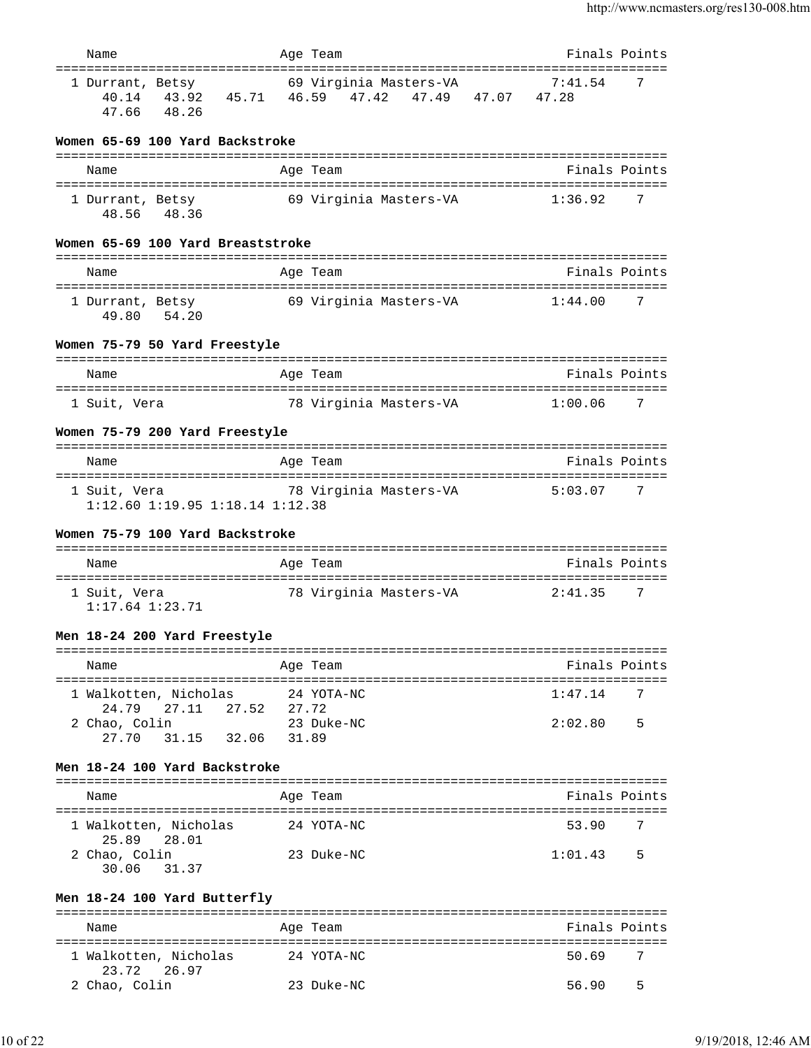| Name | Age | Team | Finals | Points |
|---|---|---|---|---|
| 1 Durrant, Betsy | 69 | Virginia Masters-VA | 7:41.54 | 7 |
| 40.14 43.92 45.71 46.59 47.42 47.49 47.07 47.28 47.66 48.26 | | | | |

### Women 65-69 100 Yard Backstroke

| Name | Age | Team | Finals | Points |
|---|---|---|---|---|
| 1 Durrant, Betsy | 69 | Virginia Masters-VA | 1:36.92 | 7 |
| 48.56 48.36 | | | | |

### Women 65-69 100 Yard Breaststroke

| Name | Age | Team | Finals | Points |
|---|---|---|---|---|
| 1 Durrant, Betsy | 69 | Virginia Masters-VA | 1:44.00 | 7 |
| 49.80 54.20 | | | | |

### Women 75-79 50 Yard Freestyle

| Name | Age | Team | Finals | Points |
|---|---|---|---|---|
| 1 Suit, Vera | 78 | Virginia Masters-VA | 1:00.06 | 7 |

### Women 75-79 200 Yard Freestyle

| Name | Age | Team | Finals | Points |
|---|---|---|---|---|
| 1 Suit, Vera | 78 | Virginia Masters-VA | 5:03.07 | 7 |
| 1:12.60 1:19.95 1:18.14 1:12.38 | | | | |

### Women 75-79 100 Yard Backstroke

| Name | Age | Team | Finals | Points |
|---|---|---|---|---|
| 1 Suit, Vera | 78 | Virginia Masters-VA | 2:41.35 | 7 |
| 1:17.64 1:23.71 | | | | |

### Men 18-24 200 Yard Freestyle

| Name | Age | Team | Finals | Points |
|---|---|---|---|---|
| 1 Walkotten, Nicholas | 24 | YOTA-NC | 1:47.14 | 7 |
| 24.79 27.11 27.52 27.72 | | | | |
| 2 Chao, Colin | 23 | Duke-NC | 2:02.80 | 5 |
| 27.70 31.15 32.06 31.89 | | | | |

### Men 18-24 100 Yard Backstroke

| Name | Age | Team | Finals | Points |
|---|---|---|---|---|
| 1 Walkotten, Nicholas | 24 | YOTA-NC | 53.90 | 7 |
| 25.89 28.01 | | | | |
| 2 Chao, Colin | 23 | Duke-NC | 1:01.43 | 5 |
| 30.06 31.37 | | | | |

### Men 18-24 100 Yard Butterfly

| Name | Age | Team | Finals | Points |
|---|---|---|---|---|
| 1 Walkotten, Nicholas | 24 | YOTA-NC | 50.69 | 7 |
| 23.72 26.97 | | | | |
| 2 Chao, Colin | 23 | Duke-NC | 56.90 | 5 |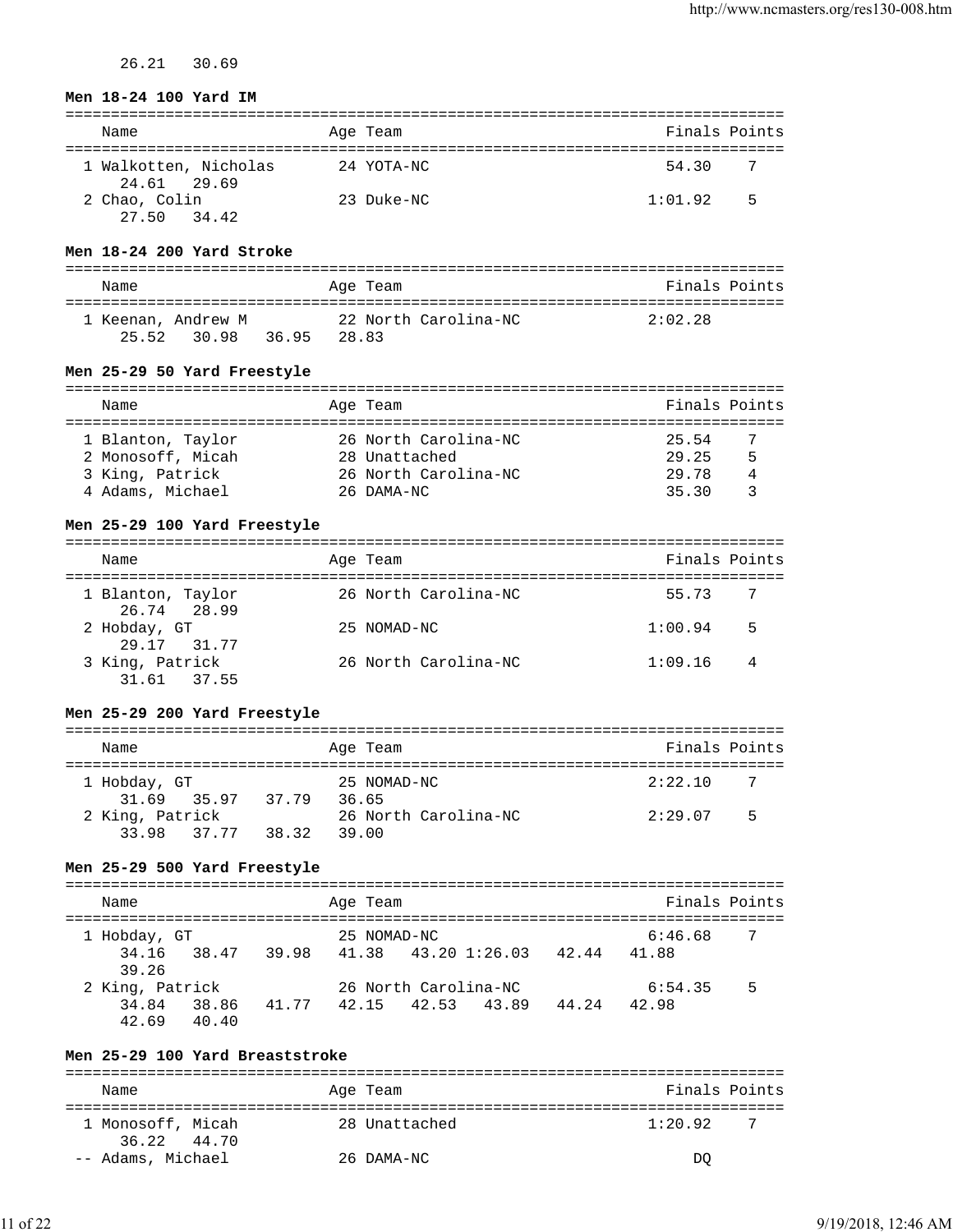26.21 30.69

**Men 18-24 100 Yard IM**

| Name | Age | Team | Finals | Points |
|---|---|---|---|---|
| 1 Walkotten, Nicholas | 24 | YOTA-NC | 54.30 | 7 |
| 24.61 29.69 | | | | |
| 2 Chao, Colin | 23 | Duke-NC | 1:01.92 | 5 |
| 27.50 34.42 | | | | |

**Men 18-24 200 Yard Stroke**

| Name | Age | Team | Finals | Points |
|---|---|---|---|---|
| 1 Keenan, Andrew M | 22 | North Carolina-NC | 2:02.28 | |
| 25.52 30.98 36.95 28.83 | | | | |

**Men 25-29 50 Yard Freestyle**

| Name | Age | Team | Finals | Points |
|---|---|---|---|---|
| 1 Blanton, Taylor | 26 | North Carolina-NC | 25.54 | 7 |
| 2 Monosoff, Micah | 28 | Unattached | 29.25 | 5 |
| 3 King, Patrick | 26 | North Carolina-NC | 29.78 | 4 |
| 4 Adams, Michael | 26 | DAMA-NC | 35.30 | 3 |

**Men 25-29 100 Yard Freestyle**

| Name | Age | Team | Finals | Points |
|---|---|---|---|---|
| 1 Blanton, Taylor | 26 | North Carolina-NC | 55.73 | 7 |
| 26.74 28.99 | | | | |
| 2 Hobday, GT | 25 | NOMAD-NC | 1:00.94 | 5 |
| 29.17 31.77 | | | | |
| 3 King, Patrick | 26 | North Carolina-NC | 1:09.16 | 4 |
| 31.61 37.55 | | | | |

**Men 25-29 200 Yard Freestyle**

| Name | Age | Team | Finals | Points |
|---|---|---|---|---|
| 1 Hobday, GT | 25 | NOMAD-NC | 2:22.10 | 7 |
| 31.69 35.97 37.79 36.65 | | | | |
| 2 King, Patrick | 26 | North Carolina-NC | 2:29.07 | 5 |
| 33.98 37.77 38.32 39.00 | | | | |

**Men 25-29 500 Yard Freestyle**

| Name | Age | Team | Finals | Points |
|---|---|---|---|---|
| 1 Hobday, GT | 25 | NOMAD-NC | 6:46.68 | 7 |
| 34.16 38.47 39.98 41.38 43.20 1:26.03 42.44 41.88 39.26 | | | | |
| 2 King, Patrick | 26 | North Carolina-NC | 6:54.35 | 5 |
| 34.84 38.86 41.77 42.15 42.53 43.89 44.24 42.98 42.69 40.40 | | | | |

**Men 25-29 100 Yard Breaststroke**

| Name | Age | Team | Finals | Points |
|---|---|---|---|---|
| 1 Monosoff, Micah | 28 | Unattached | 1:20.92 | 7 |
| 36.22 44.70 | | | | |
| -- Adams, Michael | 26 | DAMA-NC | DQ | |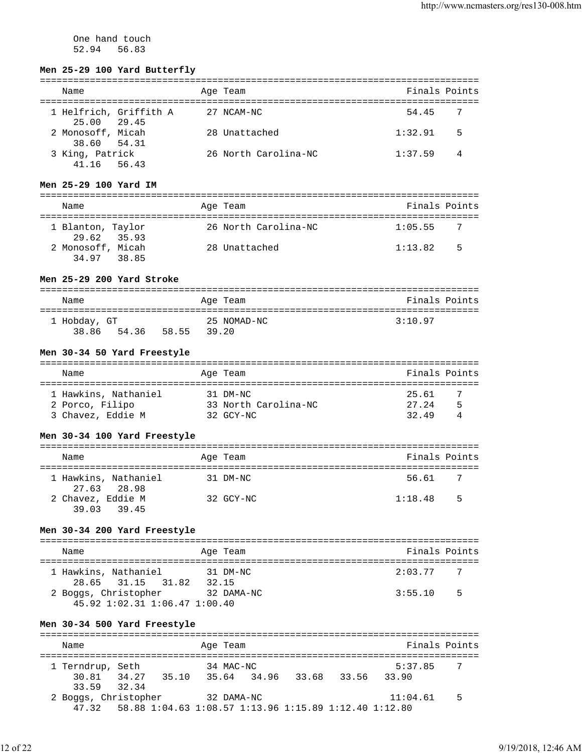One hand touch
52.94   56.83

**Men 25-29 100 Yard Butterfly**

| Name | Age | Team | Finals | Points |
|---|---|---|---|---|
| 1 Helfrich, Griffith A | 27 | NCAM-NC | 54.45 | 7 |
| 25.00   29.45 | | | | |
| 2 Monosoff, Micah | 28 | Unattached | 1:32.91 | 5 |
| 38.60   54.31 | | | | |
| 3 King, Patrick | 26 | North Carolina-NC | 1:37.59 | 4 |
| 41.16   56.43 | | | | |

**Men 25-29 100 Yard IM**

| Name | Age | Team | Finals | Points |
|---|---|---|---|---|
| 1 Blanton, Taylor | 26 | North Carolina-NC | 1:05.55 | 7 |
| 29.62   35.93 | | | | |
| 2 Monosoff, Micah | 28 | Unattached | 1:13.82 | 5 |
| 34.97   38.85 | | | | |

**Men 25-29 200 Yard Stroke**

| Name | Age | Team | Finals | Points |
|---|---|---|---|---|
| 1 Hobday, GT | 25 | NOMAD-NC | 3:10.97 | |
| 38.86   54.36   58.55   39.20 | | | | |

**Men 30-34 50 Yard Freestyle**

| Name | Age | Team | Finals | Points |
|---|---|---|---|---|
| 1 Hawkins, Nathaniel | 31 | DM-NC | 25.61 | 7 |
| 2 Porco, Filipo | 33 | North Carolina-NC | 27.24 | 5 |
| 3 Chavez, Eddie M | 32 | GCY-NC | 32.49 | 4 |

**Men 30-34 100 Yard Freestyle**

| Name | Age | Team | Finals | Points |
|---|---|---|---|---|
| 1 Hawkins, Nathaniel | 31 | DM-NC | 56.61 | 7 |
| 27.63   28.98 | | | | |
| 2 Chavez, Eddie M | 32 | GCY-NC | 1:18.48 | 5 |
| 39.03   39.45 | | | | |

**Men 30-34 200 Yard Freestyle**

| Name | Age | Team | Finals | Points |
|---|---|---|---|---|
| 1 Hawkins, Nathaniel | 31 | DM-NC | 2:03.77 | 7 |
| 28.65   31.15   31.82   32.15 | | | | |
| 2 Boggs, Christopher | 32 | DAMA-NC | 3:55.10 | 5 |
| 45.92 1:02.31 1:06.47 1:00.40 | | | | |

**Men 30-34 500 Yard Freestyle**

| Name | Age | Team | Finals | Points |
|---|---|---|---|---|
| 1 Terndrup, Seth | 34 | MAC-NC | 5:37.85 | 7 |
| 30.81   34.27   35.10   35.64   34.96   33.68   33.56   33.90 | | | | |
| 33.59   32.34 | | | | |
| 2 Boggs, Christopher | 32 | DAMA-NC | 11:04.61 | 5 |
| 47.32   58.88 1:04.63 1:08.57 1:13.96 1:15.89 1:12.40 1:12.80 | | | | |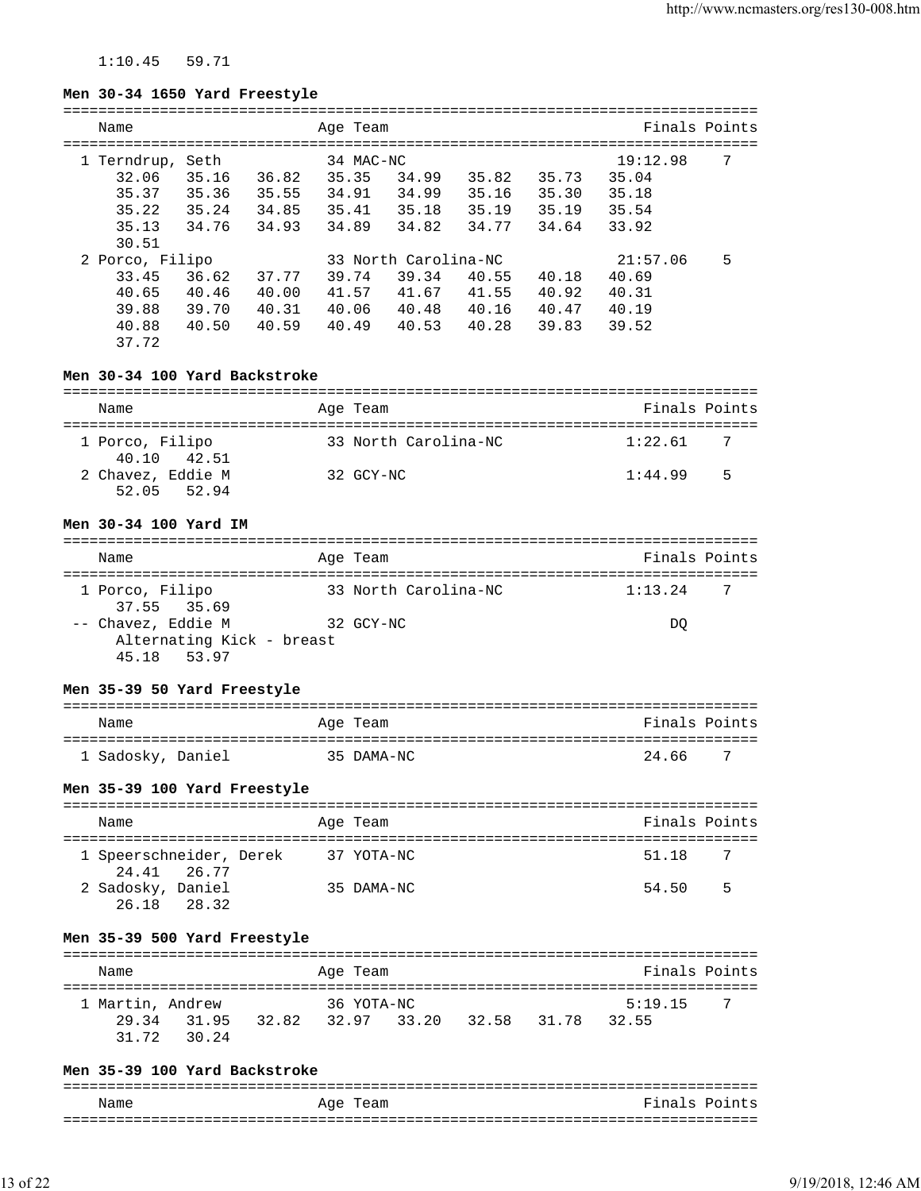1:10.45   59.71

**Men 30-34 1650 Yard Freestyle**

```
===============================================================================
    Name                    Age Team                            Finals Points
===============================================================================
  1 Terndrup, Seth           34 MAC-NC                        19:12.98    7
      32.06   35.16   36.82   35.35   34.99   35.82   35.73   35.04
      35.37   35.36   35.55   34.91   34.99   35.16   35.30   35.18
      35.22   35.24   34.85   35.41   35.18   35.19   35.19   35.54
      35.13   34.76   34.93   34.89   34.82   34.77   34.64   33.92
      30.51
  2 Porco, Filipo            33 North Carolina-NC             21:57.06    5
      33.45   36.62   37.77   39.74   39.34   40.55   40.18   40.69
      40.65   40.46   40.00   41.57   41.67   41.55   40.92   40.31
      39.88   39.70   40.31   40.06   40.48   40.16   40.47   40.19
      40.88   40.50   40.59   40.49   40.53   40.28   39.83   39.52
      37.72
```

**Men 30-34 100 Yard Backstroke**

```
===============================================================================
    Name                    Age Team                            Finals Points
===============================================================================
  1 Porco, Filipo            33 North Carolina-NC              1:22.61    7
      40.10   42.51
  2 Chavez, Eddie M          32 GCY-NC                         1:44.99    5
      52.05   52.94
```

**Men 30-34 100 Yard IM**

```
===============================================================================
    Name                    Age Team                            Finals Points
===============================================================================
  1 Porco, Filipo            33 North Carolina-NC              1:13.24    7
      37.55   35.69
 -- Chavez, Eddie M          32 GCY-NC                              DQ
      Alternating Kick - breast
      45.18   53.97
```

**Men 35-39 50 Yard Freestyle**

```
===============================================================================
    Name                    Age Team                            Finals Points
===============================================================================
  1 Sadosky, Daniel          35 DAMA-NC                          24.66    7
```

**Men 35-39 100 Yard Freestyle**

```
===============================================================================
    Name                    Age Team                            Finals Points
===============================================================================
  1 Speerschneider, Derek    37 YOTA-NC                          51.18    7
      24.41   26.77
  2 Sadosky, Daniel          35 DAMA-NC                          54.50    5
      26.18   28.32
```

**Men 35-39 500 Yard Freestyle**

```
===============================================================================
    Name                    Age Team                            Finals Points
===============================================================================
  1 Martin, Andrew           36 YOTA-NC                        5:19.15    7
      29.34   31.95   32.82   32.97   33.20   32.58   31.78   32.55
      31.72   30.24
```

**Men 35-39 100 Yard Backstroke**

```
===============================================================================
    Name                    Age Team                            Finals Points
===============================================================================
```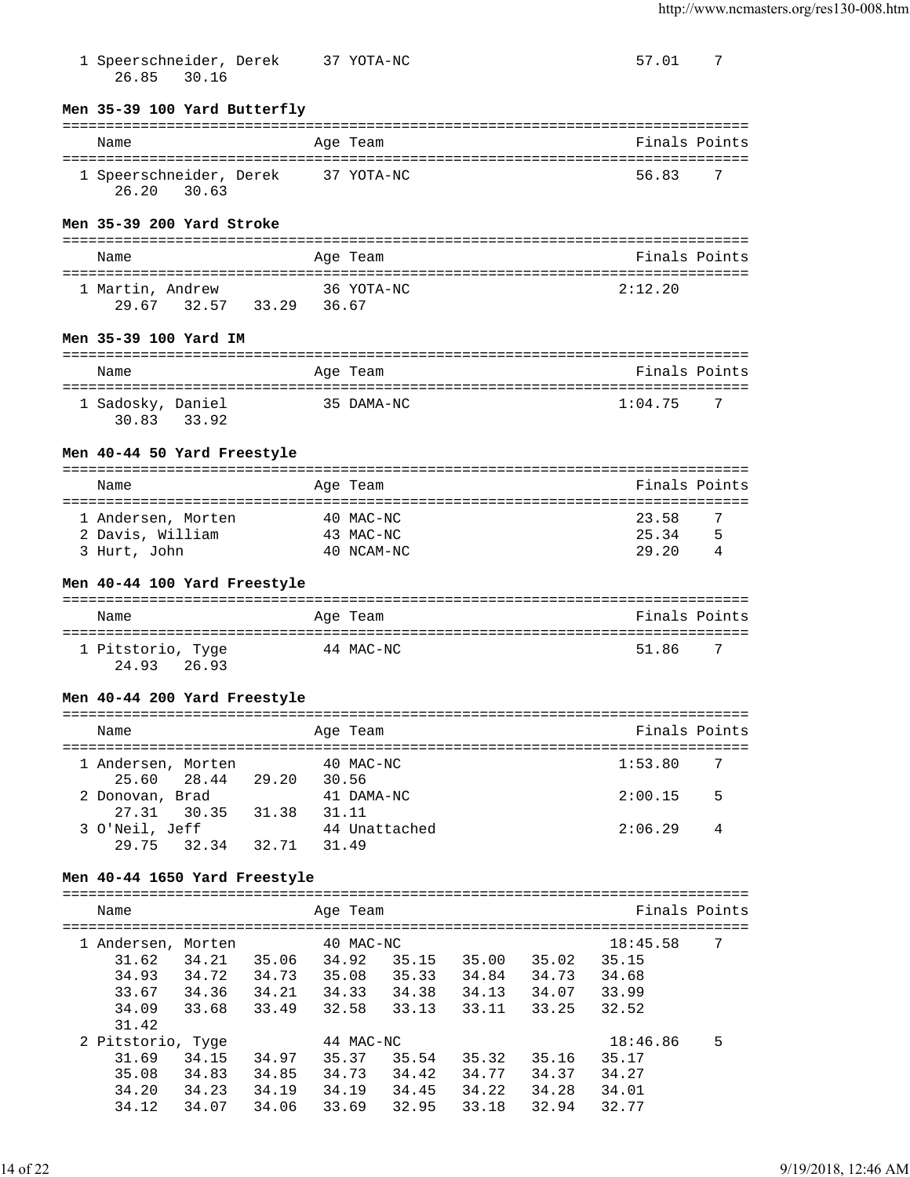```
  1 Speerschneider, Derek     37 YOTA-NC                            57.01    7
     26.85   30.16
```

**Men 35-39 100 Yard Butterfly**

```
===============================================================================
    Name                    Age Team                               Finals Points
===============================================================================
  1 Speerschneider, Derek     37 YOTA-NC                            56.83    7
     26.20   30.63
```

**Men 35-39 200 Yard Stroke**

```
===============================================================================
    Name                    Age Team                               Finals Points
===============================================================================
  1 Martin, Andrew           36 YOTA-NC                           2:12.20
     29.67   32.57   33.29   36.67
```

**Men 35-39 100 Yard IM**

```
===============================================================================
    Name                    Age Team                               Finals Points
===============================================================================
  1 Sadosky, Daniel          35 DAMA-NC                           1:04.75    7
     30.83   33.92
```

**Men 40-44 50 Yard Freestyle**

```
===============================================================================
    Name                    Age Team                               Finals Points
===============================================================================
  1 Andersen, Morten         40 MAC-NC                              23.58    7
  2 Davis, William           43 MAC-NC                              25.34    5
  3 Hurt, John               40 NCAM-NC                             29.20    4
```

**Men 40-44 100 Yard Freestyle**

```
===============================================================================
    Name                    Age Team                               Finals Points
===============================================================================
  1 Pitstorio, Tyge          44 MAC-NC                              51.86    7
     24.93   26.93
```

**Men 40-44 200 Yard Freestyle**

```
===============================================================================
    Name                    Age Team                               Finals Points
===============================================================================
  1 Andersen, Morten         40 MAC-NC                            1:53.80    7
     25.60   28.44   29.20   30.56
  2 Donovan, Brad            41 DAMA-NC                           2:00.15    5
     27.31   30.35   31.38   31.11
  3 O'Neil, Jeff             44 Unattached                        2:06.29    4
     29.75   32.34   32.71   31.49
```

**Men 40-44 1650 Yard Freestyle**

```
===============================================================================
    Name                    Age Team                               Finals Points
===============================================================================
  1 Andersen, Morten         40 MAC-NC                           18:45.58    7
     31.62   34.21   35.06   34.92   35.15   35.00   35.02   35.15
     34.93   34.72   34.73   35.08   35.33   34.84   34.73   34.68
     33.67   34.36   34.21   34.33   34.38   34.13   34.07   33.99
     34.09   33.68   33.49   32.58   33.13   33.11   33.25   32.52
     31.42
  2 Pitstorio, Tyge          44 MAC-NC                           18:46.86    5
     31.69   34.15   34.97   35.37   35.54   35.32   35.16   35.17
     35.08   34.83   34.85   34.73   34.42   34.77   34.37   34.27
     34.20   34.23   34.19   34.19   34.45   34.22   34.28   34.01
     34.12   34.07   34.06   33.69   32.95   33.18   32.94   32.77
```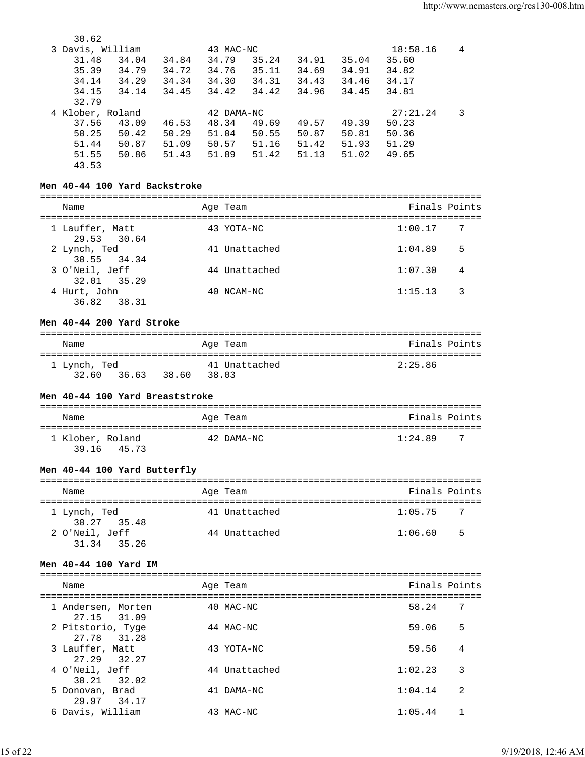```
    30.62
  3 Davis, William          43 MAC-NC                        18:58.16    4
     31.48   34.04   34.84   34.79   35.24   34.91   35.04   35.60
     35.39   34.79   34.72   34.76   35.11   34.69   34.91   34.82
     34.14   34.29   34.34   34.30   34.31   34.43   34.46   34.17
     34.15   34.14   34.45   34.42   34.42   34.96   34.45   34.81
     32.79
  4 Klober, Roland          42 DAMA-NC                       27:21.24    3
     37.56   43.09   46.53   48.34   49.69   49.57   49.39   50.23
     50.25   50.42   50.29   51.04   50.55   50.87   50.81   50.36
     51.44   50.87   51.09   50.57   51.16   51.42   51.93   51.29
     51.55   50.86   51.43   51.89   51.42   51.13   51.02   49.65
     43.53
```

### Men 40-44 100 Yard Backstroke

```
===============================================================================
    Name                    Age Team                            Finals Points
===============================================================================
  1 Lauffer, Matt           43 YOTA-NC                         1:00.17    7
     29.53   30.64
  2 Lynch, Ted              41 Unattached                      1:04.89    5
     30.55   34.34
  3 O'Neil, Jeff            44 Unattached                      1:07.30    4
     32.01   35.29
  4 Hurt, John              40 NCAM-NC                         1:15.13    3
     36.82   38.31
```

### Men 40-44 200 Yard Stroke

```
===============================================================================
    Name                    Age Team                            Finals Points
===============================================================================
  1 Lynch, Ted              41 Unattached                      2:25.86
     32.60   36.63   38.60   38.03
```

### Men 40-44 100 Yard Breaststroke

```
===============================================================================
    Name                    Age Team                            Finals Points
===============================================================================
  1 Klober, Roland          42 DAMA-NC                         1:24.89    7
     39.16   45.73
```

### Men 40-44 100 Yard Butterfly

```
===============================================================================
    Name                    Age Team                            Finals Points
===============================================================================
  1 Lynch, Ted              41 Unattached                      1:05.75    7
     30.27   35.48
  2 O'Neil, Jeff            44 Unattached                      1:06.60    5
     31.34   35.26
```

### Men 40-44 100 Yard IM

```
===============================================================================
    Name                    Age Team                            Finals Points
===============================================================================
  1 Andersen, Morten        40 MAC-NC                            58.24    7
     27.15   31.09
  2 Pitstorio, Tyge         44 MAC-NC                            59.06    5
     27.78   31.28
  3 Lauffer, Matt           43 YOTA-NC                           59.56    4
     27.29   32.27
  4 O'Neil, Jeff            44 Unattached                      1:02.23    3
     30.21   32.02
  5 Donovan, Brad           41 DAMA-NC                         1:04.14    2
     29.97   34.17
  6 Davis, William          43 MAC-NC                          1:05.44    1
```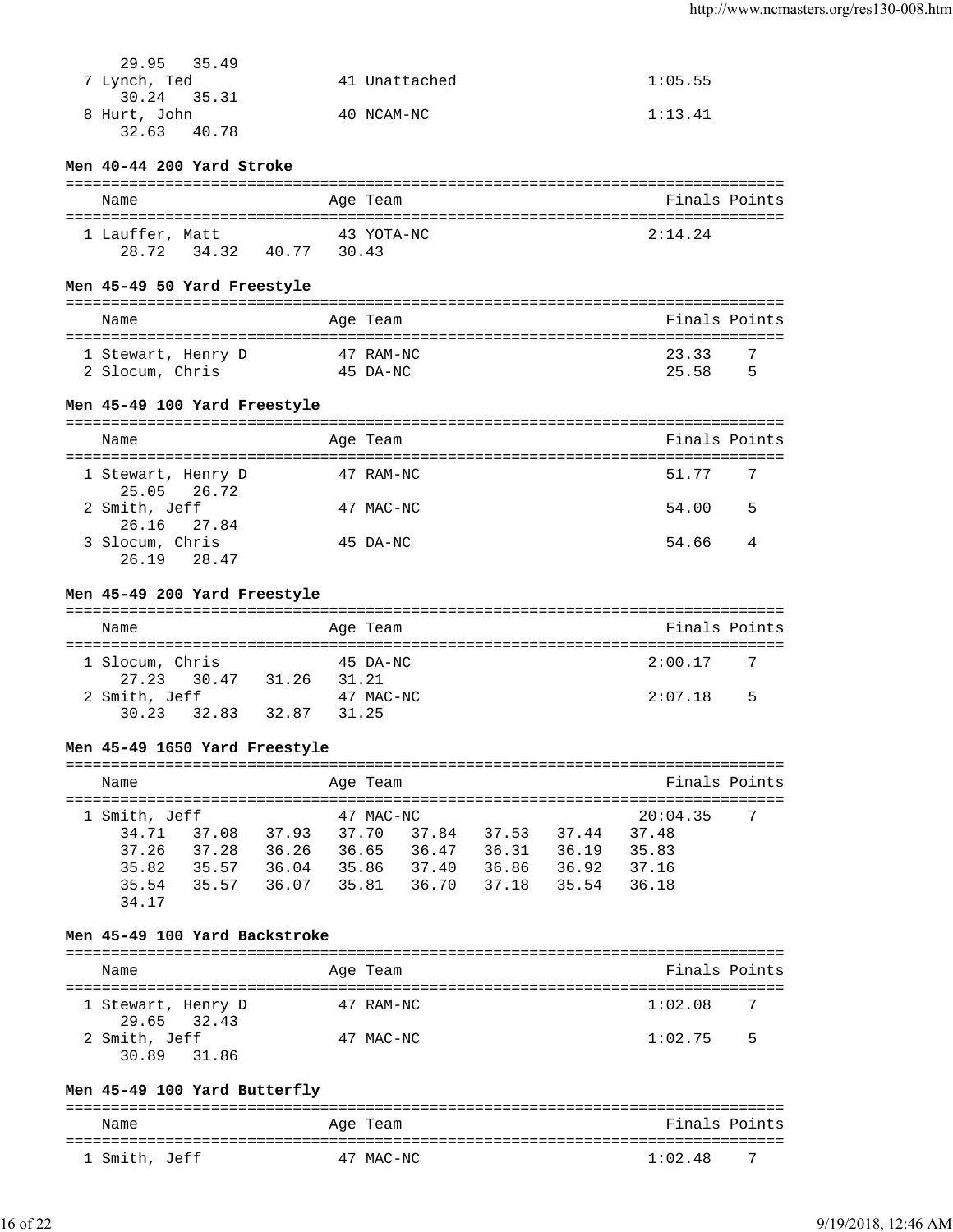29.95 35.49

7 Lynch, Ted 41 Unattached 1:05.55
30.24 35.31

8 Hurt, John 40 NCAM-NC 1:13.41
32.63 40.78

**Men 40-44 200 Yard Stroke**

| Name | Age | Team | Finals | Points |
|---|---|---|---|---|
| 1 Lauffer, Matt | 43 | YOTA-NC | 2:14.24 | |
| 28.72 34.32 40.77 30.43 | | | | |

**Men 45-49 50 Yard Freestyle**

| Name | Age | Team | Finals | Points |
|---|---|---|---|---|
| 1 Stewart, Henry D | 47 | RAM-NC | 23.33 | 7 |
| 2 Slocum, Chris | 45 | DA-NC | 25.58 | 5 |

**Men 45-49 100 Yard Freestyle**

| Name | Age | Team | Finals | Points |
|---|---|---|---|---|
| 1 Stewart, Henry D | 47 | RAM-NC | 51.77 | 7 |
| 25.05 26.72 | | | | |
| 2 Smith, Jeff | 47 | MAC-NC | 54.00 | 5 |
| 26.16 27.84 | | | | |
| 3 Slocum, Chris | 45 | DA-NC | 54.66 | 4 |
| 26.19 28.47 | | | | |

**Men 45-49 200 Yard Freestyle**

| Name | Age | Team | Finals | Points |
|---|---|---|---|---|
| 1 Slocum, Chris | 45 | DA-NC | 2:00.17 | 7 |
| 27.23 30.47 31.26 31.21 | | | | |
| 2 Smith, Jeff | 47 | MAC-NC | 2:07.18 | 5 |
| 30.23 32.83 32.87 31.25 | | | | |

**Men 45-49 1650 Yard Freestyle**

| Name | Age | Team | Finals | Points |
|---|---|---|---|---|
| 1 Smith, Jeff | 47 | MAC-NC | 20:04.35 | 7 |
| 34.71 37.08 37.93 37.70 37.84 37.53 37.44 37.48 | | | | |
| 37.26 37.28 36.26 36.65 36.47 36.31 36.19 35.83 | | | | |
| 35.82 35.57 36.04 35.86 37.40 36.86 36.92 37.16 | | | | |
| 35.54 35.57 36.07 35.81 36.70 37.18 35.54 36.18 | | | | |
| 34.17 | | | | |

**Men 45-49 100 Yard Backstroke**

| Name | Age | Team | Finals | Points |
|---|---|---|---|---|
| 1 Stewart, Henry D | 47 | RAM-NC | 1:02.08 | 7 |
| 29.65 32.43 | | | | |
| 2 Smith, Jeff | 47 | MAC-NC | 1:02.75 | 5 |
| 30.89 31.86 | | | | |

**Men 45-49 100 Yard Butterfly**

| Name | Age | Team | Finals | Points |
|---|---|---|---|---|
| 1 Smith, Jeff | 47 | MAC-NC | 1:02.48 | 7 |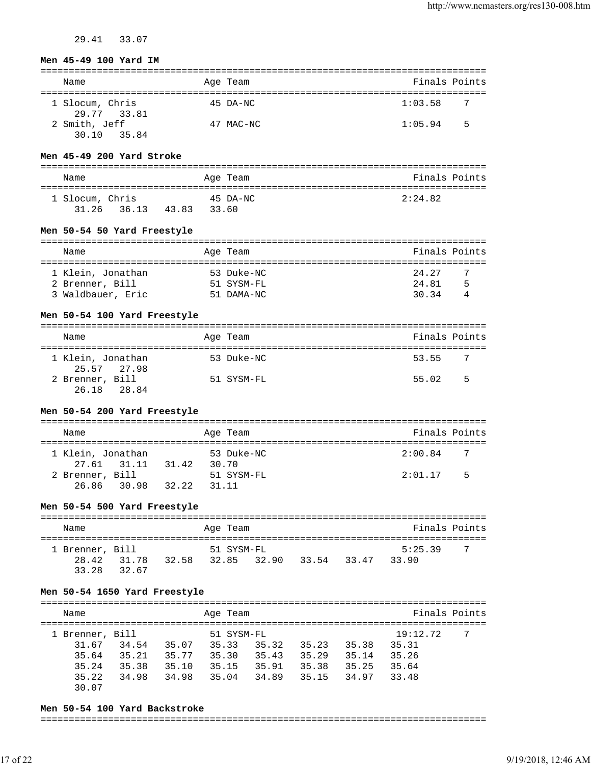29.41   33.07

**Men 45-49 100 Yard IM**

| Name | Age | Team | Finals | Points |
|---|---|---|---|---|
| 1 Slocum, Chris | 45 | DA-NC | 1:03.58 | 7 |
| 29.77   33.81 | | | | |
| 2 Smith, Jeff | 47 | MAC-NC | 1:05.94 | 5 |
| 30.10   35.84 | | | | |

**Men 45-49 200 Yard Stroke**

| Name | Age | Team | Finals | Points |
|---|---|---|---|---|
| 1 Slocum, Chris | 45 | DA-NC | 2:24.82 | |
| 31.26   36.13   43.83   33.60 | | | | |

**Men 50-54 50 Yard Freestyle**

| Name | Age | Team | Finals | Points |
|---|---|---|---|---|
| 1 Klein, Jonathan | 53 | Duke-NC | 24.27 | 7 |
| 2 Brenner, Bill | 51 | SYSM-FL | 24.81 | 5 |
| 3 Waldbauer, Eric | 51 | DAMA-NC | 30.34 | 4 |

**Men 50-54 100 Yard Freestyle**

| Name | Age | Team | Finals | Points |
|---|---|---|---|---|
| 1 Klein, Jonathan | 53 | Duke-NC | 53.55 | 7 |
| 25.57   27.98 | | | | |
| 2 Brenner, Bill | 51 | SYSM-FL | 55.02 | 5 |
| 26.18   28.84 | | | | |

**Men 50-54 200 Yard Freestyle**

| Name | Age | Team | Finals | Points |
|---|---|---|---|---|
| 1 Klein, Jonathan | 53 | Duke-NC | 2:00.84 | 7 |
| 27.61   31.11   31.42   30.70 | | | | |
| 2 Brenner, Bill | 51 | SYSM-FL | 2:01.17 | 5 |
| 26.86   30.98   32.22   31.11 | | | | |

**Men 50-54 500 Yard Freestyle**

| Name | Age | Team | Finals | Points |
|---|---|---|---|---|
| 1 Brenner, Bill | 51 | SYSM-FL | 5:25.39 | 7 |
| 28.42   31.78   32.58   32.85   32.90   33.54   33.47   33.90 | | | | |
| 33.28   32.67 | | | | |

**Men 50-54 1650 Yard Freestyle**

| Name | Age | Team | Finals | Points |
|---|---|---|---|---|
| 1 Brenner, Bill | 51 | SYSM-FL | 19:12.72 | 7 |
| 31.67   34.54   35.07   35.33   35.32   35.23   35.38   35.31 | | | | |
| 35.64   35.21   35.77   35.30   35.43   35.29   35.14   35.26 | | | | |
| 35.24   35.38   35.10   35.15   35.91   35.38   35.25   35.64 | | | | |
| 35.22   34.98   34.98   35.04   34.89   35.15   34.97   33.48 | | | | |
| 30.07 | | | | |

**Men 50-54 100 Yard Backstroke**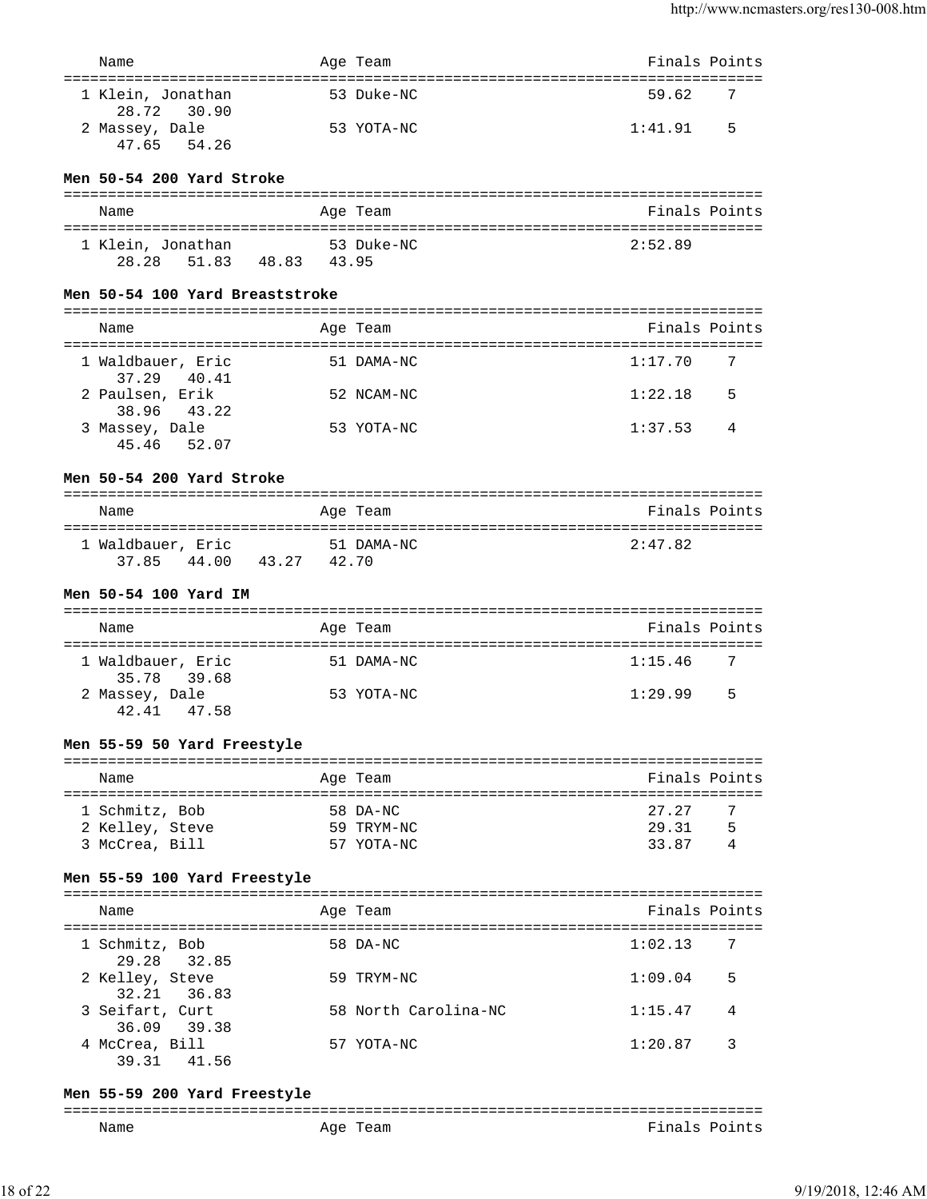| Name | Age | Team | Finals | Points |
|---|---|---|---|---|
| 1 Klein, Jonathan | 53 | Duke-NC | 59.62 | 7 |
| 28.72 30.90 | | | | |
| 2 Massey, Dale | 53 | YOTA-NC | 1:41.91 | 5 |
| 47.65 54.26 | | | | |

**Men 50-54 200 Yard Stroke**

| Name | Age | Team | Finals | Points |
|---|---|---|---|---|
| 1 Klein, Jonathan | 53 | Duke-NC | 2:52.89 | |
| 28.28 51.83 48.83 43.95 | | | | |

**Men 50-54 100 Yard Breaststroke**

| Name | Age | Team | Finals | Points |
|---|---|---|---|---|
| 1 Waldbauer, Eric | 51 | DAMA-NC | 1:17.70 | 7 |
| 37.29 40.41 | | | | |
| 2 Paulsen, Erik | 52 | NCAM-NC | 1:22.18 | 5 |
| 38.96 43.22 | | | | |
| 3 Massey, Dale | 53 | YOTA-NC | 1:37.53 | 4 |
| 45.46 52.07 | | | | |

**Men 50-54 200 Yard Stroke**

| Name | Age | Team | Finals | Points |
|---|---|---|---|---|
| 1 Waldbauer, Eric | 51 | DAMA-NC | 2:47.82 | |
| 37.85 44.00 43.27 42.70 | | | | |

**Men 50-54 100 Yard IM**

| Name | Age | Team | Finals | Points |
|---|---|---|---|---|
| 1 Waldbauer, Eric | 51 | DAMA-NC | 1:15.46 | 7 |
| 35.78 39.68 | | | | |
| 2 Massey, Dale | 53 | YOTA-NC | 1:29.99 | 5 |
| 42.41 47.58 | | | | |

**Men 55-59 50 Yard Freestyle**

| Name | Age | Team | Finals | Points |
|---|---|---|---|---|
| 1 Schmitz, Bob | 58 | DA-NC | 27.27 | 7 |
| 2 Kelley, Steve | 59 | TRYM-NC | 29.31 | 5 |
| 3 McCrea, Bill | 57 | YOTA-NC | 33.87 | 4 |

**Men 55-59 100 Yard Freestyle**

| Name | Age | Team | Finals | Points |
|---|---|---|---|---|
| 1 Schmitz, Bob | 58 | DA-NC | 1:02.13 | 7 |
| 29.28 32.85 | | | | |
| 2 Kelley, Steve | 59 | TRYM-NC | 1:09.04 | 5 |
| 32.21 36.83 | | | | |
| 3 Seifart, Curt | 58 | North Carolina-NC | 1:15.47 | 4 |
| 36.09 39.38 | | | | |
| 4 McCrea, Bill | 57 | YOTA-NC | 1:20.87 | 3 |
| 39.31 41.56 | | | | |

**Men 55-59 200 Yard Freestyle**

| Name | Age | Team | Finals | Points |
|---|---|---|---|---|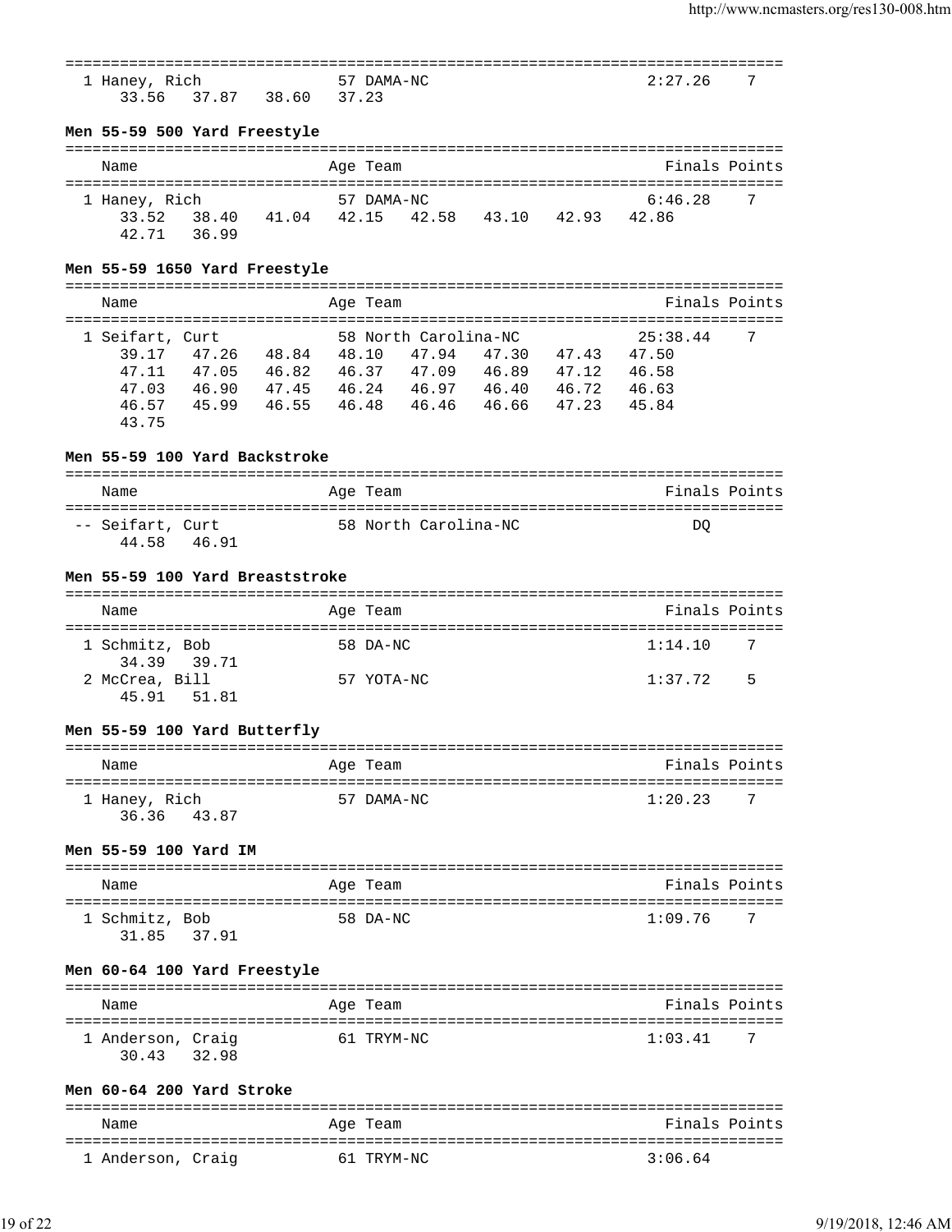| Name | Age | Team | Finals | Points |
|---|---|---|---|---|
| 1 Haney, Rich | 57 | DAMA-NC | 2:27.26 | 7 |
| 33.56  37.87  38.60  37.23 | | | | |

### Men 55-59 500 Yard Freestyle

| Name | Age | Team | Finals | Points |
|---|---|---|---|---|
| 1 Haney, Rich | 57 | DAMA-NC | 6:46.28 | 7 |
| 33.52  38.40  41.04  42.15  42.58  43.10  42.93  42.86 | | | | |
| 42.71  36.99 | | | | |

### Men 55-59 1650 Yard Freestyle

| Name | Age | Team | Finals | Points |
|---|---|---|---|---|
| 1 Seifart, Curt | 58 | North Carolina-NC | 25:38.44 | 7 |
| 39.17  47.26  48.84  48.10  47.94  47.30  47.43  47.50 | | | | |
| 47.11  47.05  46.82  46.37  47.09  46.89  47.12  46.58 | | | | |
| 47.03  46.90  47.45  46.24  46.97  46.40  46.72  46.63 | | | | |
| 46.57  45.99  46.55  46.48  46.46  46.66  47.23  45.84 | | | | |
| 43.75 | | | | |

### Men 55-59 100 Yard Backstroke

| Name | Age | Team | Finals | Points |
|---|---|---|---|---|
| -- Seifart, Curt | 58 | North Carolina-NC | DQ | |
| 44.58  46.91 | | | | |

### Men 55-59 100 Yard Breaststroke

| Name | Age | Team | Finals | Points |
|---|---|---|---|---|
| 1 Schmitz, Bob | 58 | DA-NC | 1:14.10 | 7 |
| 34.39  39.71 | | | | |
| 2 McCrea, Bill | 57 | YOTA-NC | 1:37.72 | 5 |
| 45.91  51.81 | | | | |

### Men 55-59 100 Yard Butterfly

| Name | Age | Team | Finals | Points |
|---|---|---|---|---|
| 1 Haney, Rich | 57 | DAMA-NC | 1:20.23 | 7 |
| 36.36  43.87 | | | | |

### Men 55-59 100 Yard IM

| Name | Age | Team | Finals | Points |
|---|---|---|---|---|
| 1 Schmitz, Bob | 58 | DA-NC | 1:09.76 | 7 |
| 31.85  37.91 | | | | |

### Men 60-64 100 Yard Freestyle

| Name | Age | Team | Finals | Points |
|---|---|---|---|---|
| 1 Anderson, Craig | 61 | TRYM-NC | 1:03.41 | 7 |
| 30.43  32.98 | | | | |

### Men 60-64 200 Yard Stroke

| Name | Age | Team | Finals | Points |
|---|---|---|---|---|
| 1 Anderson, Craig | 61 | TRYM-NC | 3:06.64 | |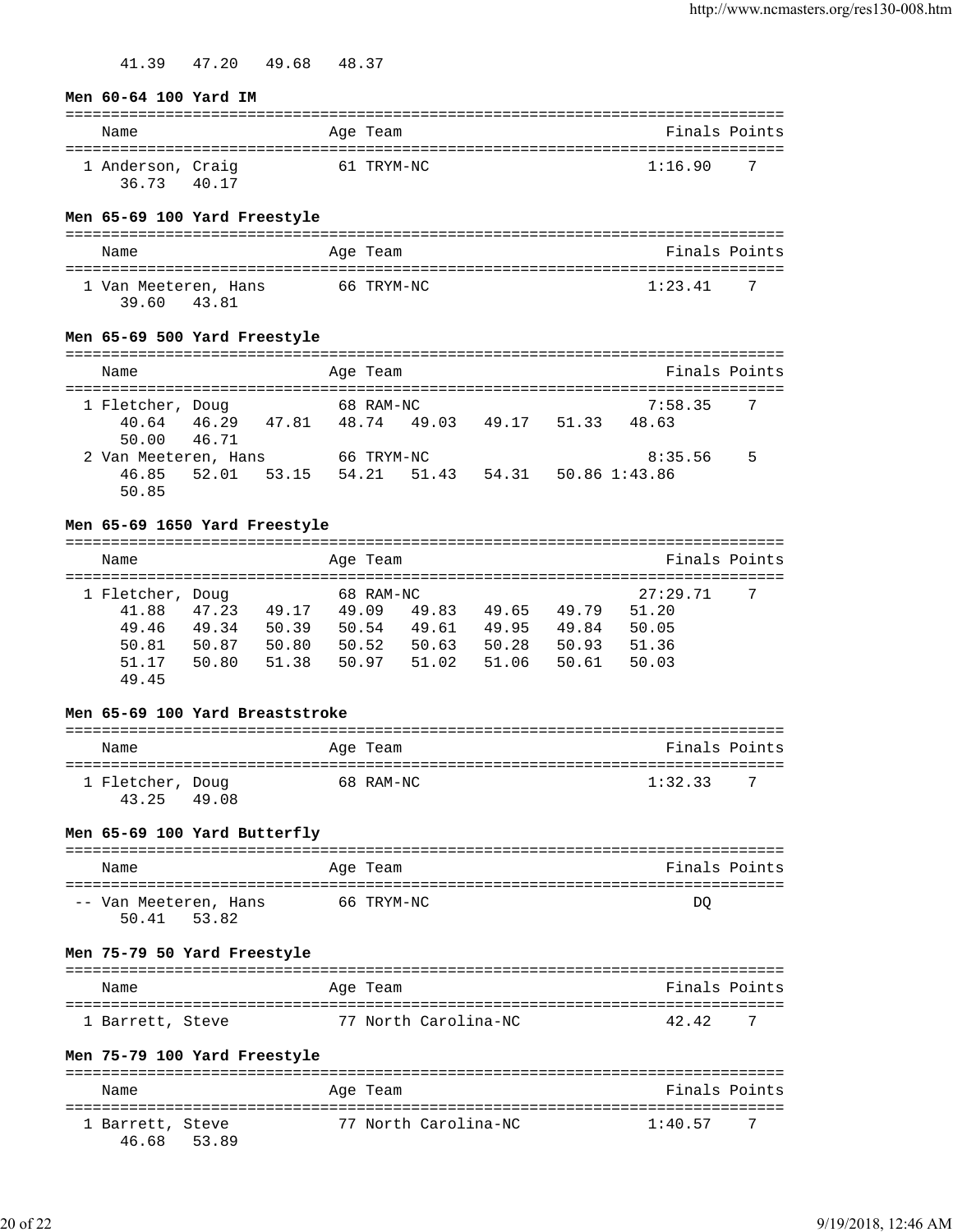41.39 47.20 49.68 48.37

**Men 60-64 100 Yard IM**

```
===============================================================================
    Name                    Age Team                               Finals Points
===============================================================================
  1 Anderson, Craig          61 TRYM-NC                           1:16.90    7
     36.73   40.17
```

**Men 65-69 100 Yard Freestyle**

```
===============================================================================
    Name                    Age Team                               Finals Points
===============================================================================
  1 Van Meeteren, Hans       66 TRYM-NC                           1:23.41    7
     39.60   43.81
```

**Men 65-69 500 Yard Freestyle**

```
===============================================================================
    Name                    Age Team                               Finals Points
===============================================================================
  1 Fletcher, Doug           68 RAM-NC                            7:58.35    7
     40.64   46.29   47.81   48.74   49.03   49.17   51.33   48.63
     50.00   46.71
  2 Van Meeteren, Hans       66 TRYM-NC                           8:35.56    5
     46.85   52.01   53.15   54.21   51.43   54.31   50.86 1:43.86
     50.85
```

**Men 65-69 1650 Yard Freestyle**

```
===============================================================================
    Name                    Age Team                               Finals Points
===============================================================================
  1 Fletcher, Doug           68 RAM-NC                           27:29.71    7
     41.88   47.23   49.17   49.09   49.83   49.65   49.79   51.20
     49.46   49.34   50.39   50.54   49.61   49.95   49.84   50.05
     50.81   50.87   50.80   50.52   50.63   50.28   50.93   51.36
     51.17   50.80   51.38   50.97   51.02   51.06   50.61   50.03
     49.45
```

**Men 65-69 100 Yard Breaststroke**

```
===============================================================================
    Name                    Age Team                               Finals Points
===============================================================================
  1 Fletcher, Doug           68 RAM-NC                            1:32.33    7
     43.25   49.08
```

**Men 65-69 100 Yard Butterfly**

```
===============================================================================
    Name                    Age Team                               Finals Points
===============================================================================
 -- Van Meeteren, Hans       66 TRYM-NC                                DQ
     50.41   53.82
```

**Men 75-79 50 Yard Freestyle**

```
===============================================================================
    Name                    Age Team                               Finals Points
===============================================================================
  1 Barrett, Steve           77 North Carolina-NC                   42.42    7
```

**Men 75-79 100 Yard Freestyle**

```
===============================================================================
    Name                    Age Team                               Finals Points
===============================================================================
  1 Barrett, Steve           77 North Carolina-NC                 1:40.57    7
     46.68   53.89
```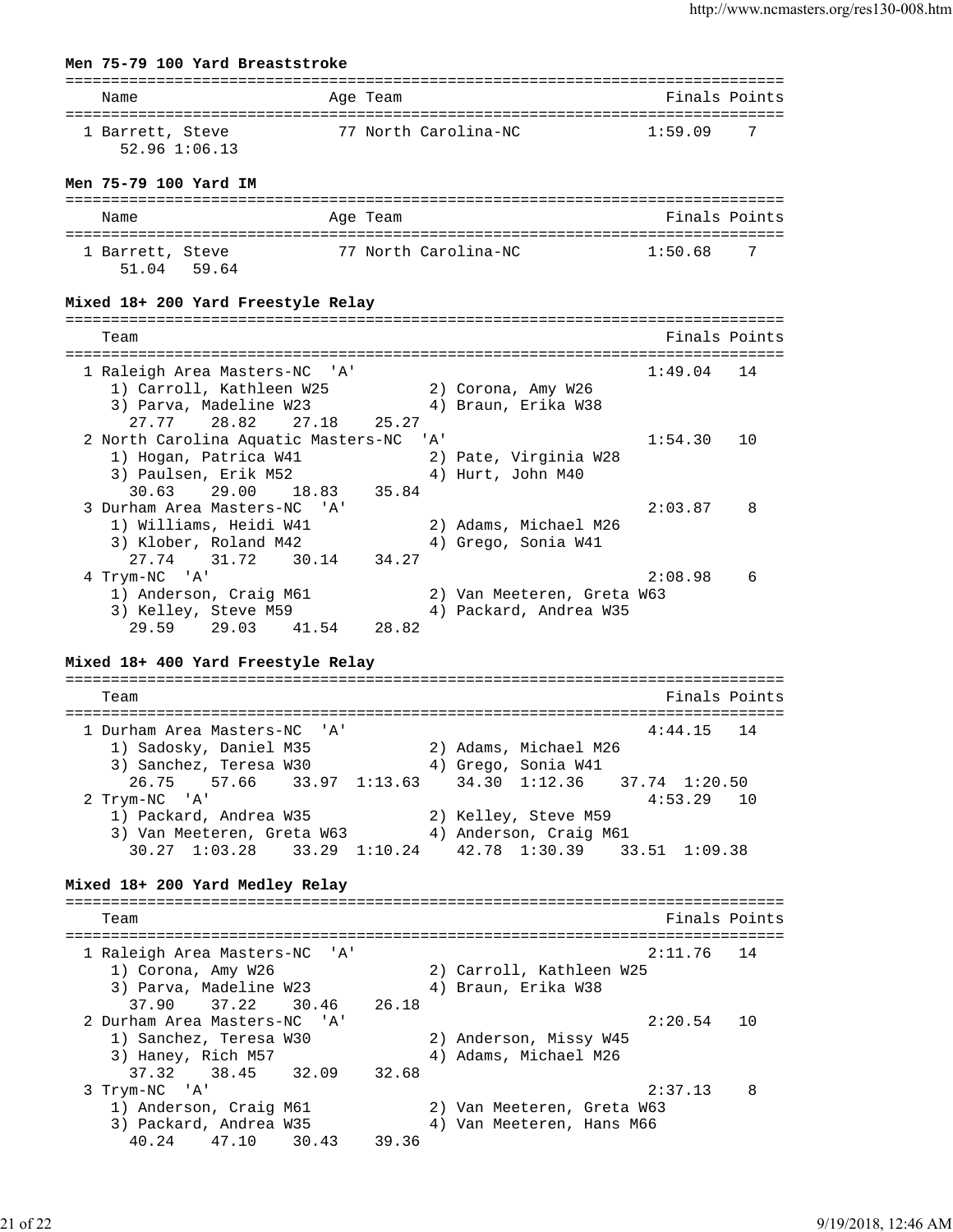**Men 75-79 100 Yard Breaststroke**

```
===============================================================================
    Name                    Age Team                            Finals Points
===============================================================================
  1 Barrett, Steve           77 North Carolina-NC              1:59.09    7
      52.96 1:06.13
```

**Men 75-79 100 Yard IM**

```
===============================================================================
    Name                    Age Team                            Finals Points
===============================================================================
  1 Barrett, Steve           77 North Carolina-NC              1:50.68    7
      51.04   59.64
```

**Mixed 18+ 200 Yard Freestyle Relay**

```
===============================================================================
    Team                                                        Finals Points
===============================================================================
  1 Raleigh Area Masters-NC  'A'                               1:49.04   14
     1) Carroll, Kathleen W25           2) Corona, Amy W26
     3) Parva, Madeline W23             4) Braun, Erika W38
       27.77    28.82    27.18    25.27
  2 North Carolina Aquatic Masters-NC  'A'                     1:54.30   10
     1) Hogan, Patrica W41              2) Pate, Virginia W28
     3) Paulsen, Erik M52               4) Hurt, John M40
       30.63    29.00    18.83    35.84
  3 Durham Area Masters-NC  'A'                                2:03.87    8
     1) Williams, Heidi W41             2) Adams, Michael M26
     3) Klober, Roland M42              4) Grego, Sonia W41
       27.74    31.72    30.14    34.27
  4 Trym-NC  'A'                                               2:08.98    6
     1) Anderson, Craig M61             2) Van Meeteren, Greta W63
     3) Kelley, Steve M59               4) Packard, Andrea W35
       29.59    29.03    41.54    28.82
```

**Mixed 18+ 400 Yard Freestyle Relay**

```
===============================================================================
    Team                                                        Finals Points
===============================================================================
  1 Durham Area Masters-NC  'A'                                4:44.15   14
     1) Sadosky, Daniel M35             2) Adams, Michael M26
     3) Sanchez, Teresa W30             4) Grego, Sonia W41
       26.75    57.66    33.97  1:13.63    34.30  1:12.36    37.74  1:20.50
  2 Trym-NC  'A'                                               4:53.29   10
     1) Packard, Andrea W35             2) Kelley, Steve M59
     3) Van Meeteren, Greta W63         4) Anderson, Craig M61
       30.27  1:03.28    33.29  1:10.24    42.78  1:30.39    33.51  1:09.38
```

**Mixed 18+ 200 Yard Medley Relay**

```
===============================================================================
    Team                                                        Finals Points
===============================================================================
  1 Raleigh Area Masters-NC  'A'                               2:11.76   14
     1) Corona, Amy W26                 2) Carroll, Kathleen W25
     3) Parva, Madeline W23             4) Braun, Erika W38
       37.90    37.22    30.46    26.18
  2 Durham Area Masters-NC  'A'                                2:20.54   10
     1) Sanchez, Teresa W30             2) Anderson, Missy W45
     3) Haney, Rich M57                 4) Adams, Michael M26
       37.32    38.45    32.09    32.68
  3 Trym-NC  'A'                                               2:37.13    8
     1) Anderson, Craig M61             2) Van Meeteren, Greta W63
     3) Packard, Andrea W35             4) Van Meeteren, Hans M66
       40.24    47.10    30.43    39.36
```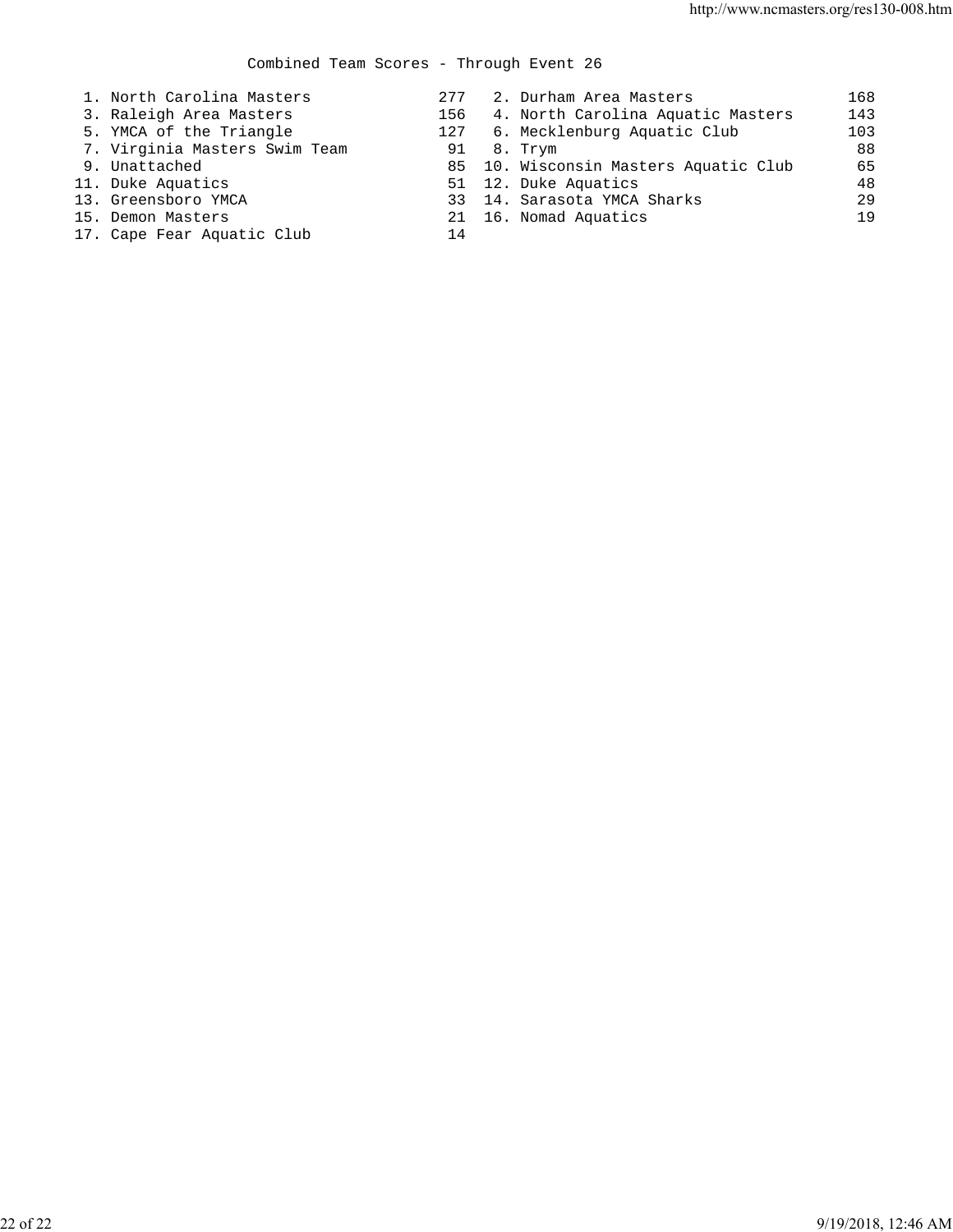Combined Team Scores - Through Event 26

| | | | | | |
|---|---|---|---|---|---|
| 1. | North Carolina Masters | 277 | 2. | Durham Area Masters | 168 |
| 3. | Raleigh Area Masters | 156 | 4. | North Carolina Aquatic Masters | 143 |
| 5. | YMCA of the Triangle | 127 | 6. | Mecklenburg Aquatic Club | 103 |
| 7. | Virginia Masters Swim Team | 91 | 8. | Trym | 88 |
| 9. | Unattached | 85 | 10. | Wisconsin Masters Aquatic Club | 65 |
| 11. | Duke Aquatics | 51 | 12. | Duke Aquatics | 48 |
| 13. | Greensboro YMCA | 33 | 14. | Sarasota YMCA Sharks | 29 |
| 15. | Demon Masters | 21 | 16. | Nomad Aquatics | 19 |
| 17. | Cape Fear Aquatic Club | 14 | | | |